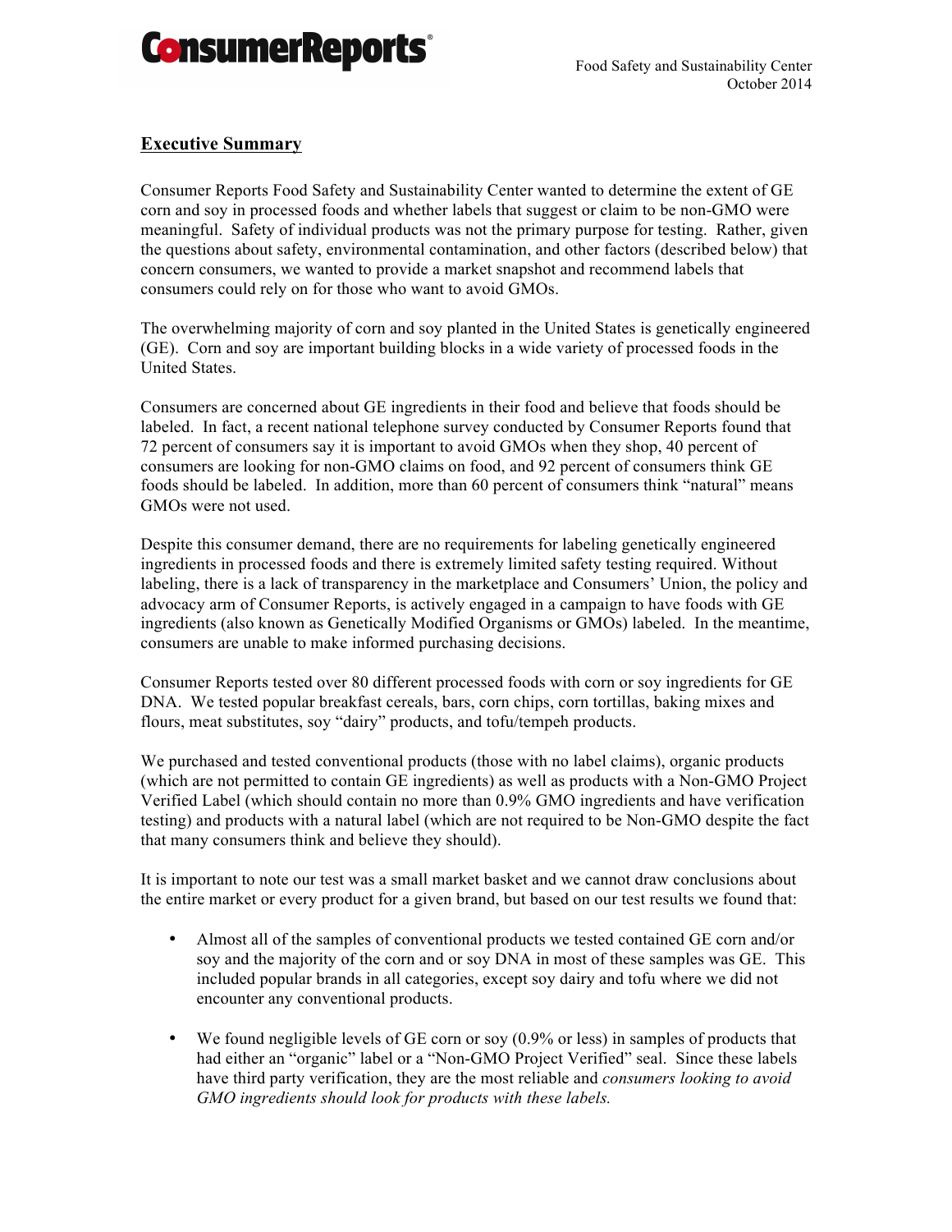Consumer Reports

Food Safety and Sustainability Center
October 2014

## Executive Summary

Consumer Reports Food Safety and Sustainability Center wanted to determine the extent of GE corn and soy in processed foods and whether labels that suggest or claim to be non-GMO were meaningful. Safety of individual products was not the primary purpose for testing. Rather, given the questions about safety, environmental contamination, and other factors (described below) that concern consumers, we wanted to provide a market snapshot and recommend labels that consumers could rely on for those who want to avoid GMOs.

The overwhelming majority of corn and soy planted in the United States is genetically engineered (GE). Corn and soy are important building blocks in a wide variety of processed foods in the United States.

Consumers are concerned about GE ingredients in their food and believe that foods should be labeled. In fact, a recent national telephone survey conducted by Consumer Reports found that 72 percent of consumers say it is important to avoid GMOs when they shop, 40 percent of consumers are looking for non-GMO claims on food, and 92 percent of consumers think GE foods should be labeled. In addition, more than 60 percent of consumers think "natural" means GMOs were not used.

Despite this consumer demand, there are no requirements for labeling genetically engineered ingredients in processed foods and there is extremely limited safety testing required. Without labeling, there is a lack of transparency in the marketplace and Consumers' Union, the policy and advocacy arm of Consumer Reports, is actively engaged in a campaign to have foods with GE ingredients (also known as Genetically Modified Organisms or GMOs) labeled. In the meantime, consumers are unable to make informed purchasing decisions.

Consumer Reports tested over 80 different processed foods with corn or soy ingredients for GE DNA. We tested popular breakfast cereals, bars, corn chips, corn tortillas, baking mixes and flours, meat substitutes, soy "dairy" products, and tofu/tempeh products.

We purchased and tested conventional products (those with no label claims), organic products (which are not permitted to contain GE ingredients) as well as products with a Non-GMO Project Verified Label (which should contain no more than 0.9% GMO ingredients and have verification testing) and products with a natural label (which are not required to be Non-GMO despite the fact that many consumers think and believe they should).

It is important to note our test was a small market basket and we cannot draw conclusions about the entire market or every product for a given brand, but based on our test results we found that:

- Almost all of the samples of conventional products we tested contained GE corn and/or soy and the majority of the corn and or soy DNA in most of these samples was GE. This included popular brands in all categories, except soy dairy and tofu where we did not encounter any conventional products.
- We found negligible levels of GE corn or soy (0.9% or less) in samples of products that had either an "organic" label or a "Non-GMO Project Verified" seal. Since these labels have third party verification, they are the most reliable and *consumers looking to avoid GMO ingredients should look for products with these labels.*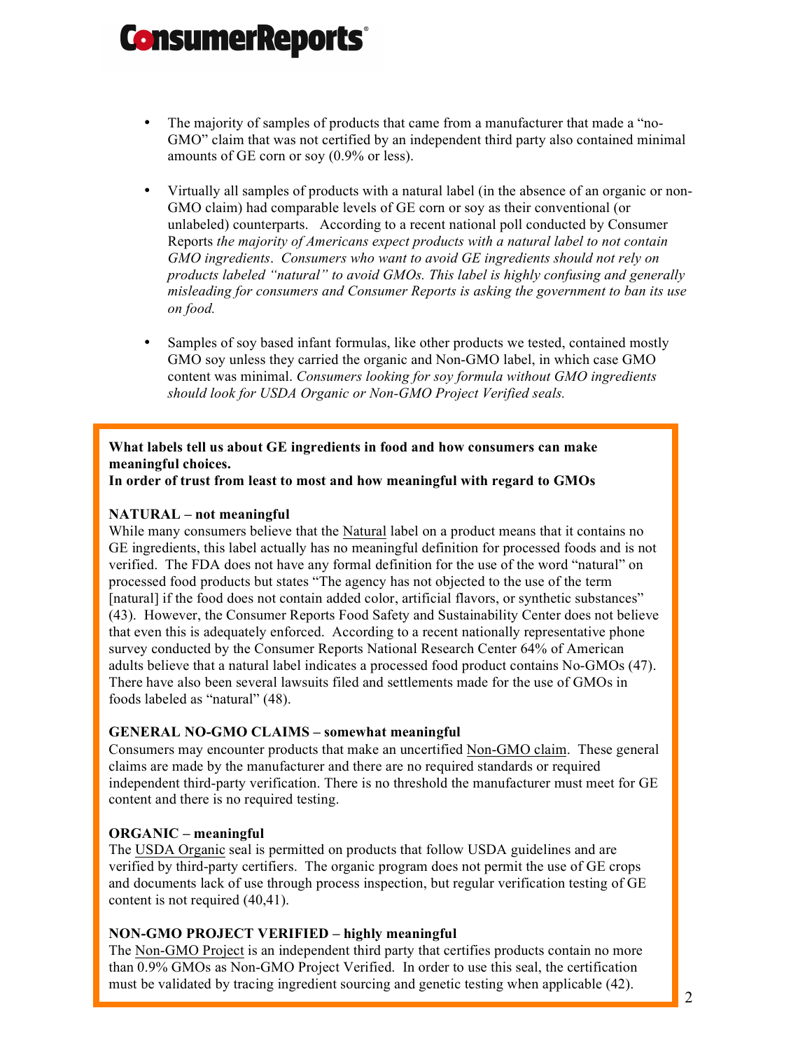- The majority of samples of products that came from a manufacturer that made a "no-GMO" claim that was not certified by an independent third party also contained minimal amounts of GE corn or soy (0.9% or less).

- Virtually all samples of products with a natural label (in the absence of an organic or non-GMO claim) had comparable levels of GE corn or soy as their conventional (or unlabeled) counterparts. According to a recent national poll conducted by Consumer Reports *the majority of Americans expect products with a natural label to not contain GMO ingredients*. *Consumers who want to avoid GE ingredients should not rely on products labeled "natural" to avoid GMOs. This label is highly confusing and generally misleading for consumers and Consumer Reports is asking the government to ban its use on food.*

- Samples of soy based infant formulas, like other products we tested, contained mostly GMO soy unless they carried the organic and Non-GMO label, in which case GMO content was minimal. *Consumers looking for soy formula without GMO ingredients should look for USDA Organic or Non-GMO Project Verified seals.*

**What labels tell us about GE ingredients in food and how consumers can make meaningful choices.**
**In order of trust from least to most and how meaningful with regard to GMOs**

**NATURAL – not meaningful**
While many consumers believe that the Natural label on a product means that it contains no GE ingredients, this label actually has no meaningful definition for processed foods and is not verified. The FDA does not have any formal definition for the use of the word "natural" on processed food products but states "The agency has not objected to the use of the term [natural] if the food does not contain added color, artificial flavors, or synthetic substances" (43). However, the Consumer Reports Food Safety and Sustainability Center does not believe that even this is adequately enforced. According to a recent nationally representative phone survey conducted by the Consumer Reports National Research Center 64% of American adults believe that a natural label indicates a processed food product contains No-GMOs (47). There have also been several lawsuits filed and settlements made for the use of GMOs in foods labeled as "natural" (48).

**GENERAL NO-GMO CLAIMS – somewhat meaningful**
Consumers may encounter products that make an uncertified Non-GMO claim. These general claims are made by the manufacturer and there are no required standards or required independent third-party verification. There is no threshold the manufacturer must meet for GE content and there is no required testing.

**ORGANIC – meaningful**
The USDA Organic seal is permitted on products that follow USDA guidelines and are verified by third-party certifiers. The organic program does not permit the use of GE crops and documents lack of use through process inspection, but regular verification testing of GE content is not required (40,41).

**NON-GMO PROJECT VERIFIED – highly meaningful**
The Non-GMO Project is an independent third party that certifies products contain no more than 0.9% GMOs as Non-GMO Project Verified. In order to use this seal, the certification must be validated by tracing ingredient sourcing and genetic testing when applicable (42).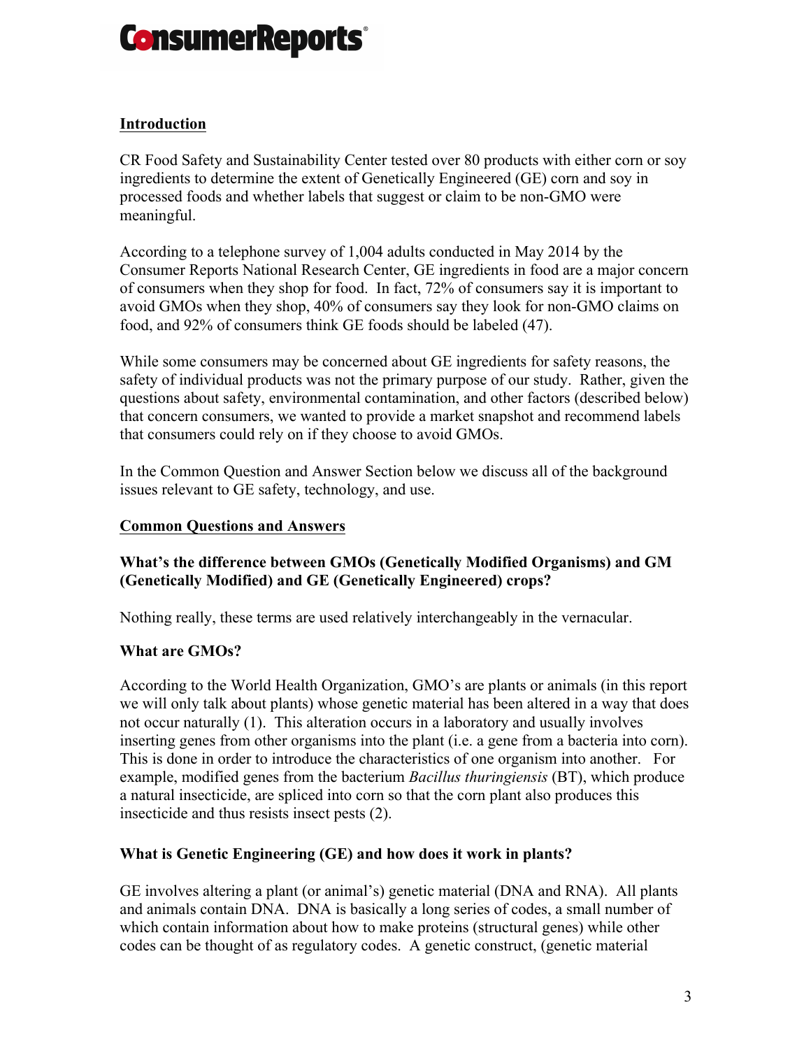## Introduction

CR Food Safety and Sustainability Center tested over 80 products with either corn or soy ingredients to determine the extent of Genetically Engineered (GE) corn and soy in processed foods and whether labels that suggest or claim to be non-GMO were meaningful.

According to a telephone survey of 1,004 adults conducted in May 2014 by the Consumer Reports National Research Center, GE ingredients in food are a major concern of consumers when they shop for food. In fact, 72% of consumers say it is important to avoid GMOs when they shop, 40% of consumers say they look for non-GMO claims on food, and 92% of consumers think GE foods should be labeled (47).

While some consumers may be concerned about GE ingredients for safety reasons, the safety of individual products was not the primary purpose of our study. Rather, given the questions about safety, environmental contamination, and other factors (described below) that concern consumers, we wanted to provide a market snapshot and recommend labels that consumers could rely on if they choose to avoid GMOs.

In the Common Question and Answer Section below we discuss all of the background issues relevant to GE safety, technology, and use.

## Common Questions and Answers

### What's the difference between GMOs (Genetically Modified Organisms) and GM (Genetically Modified) and GE (Genetically Engineered) crops?

Nothing really, these terms are used relatively interchangeably in the vernacular.

### What are GMOs?

According to the World Health Organization, GMO's are plants or animals (in this report we will only talk about plants) whose genetic material has been altered in a way that does not occur naturally (1). This alteration occurs in a laboratory and usually involves inserting genes from other organisms into the plant (i.e. a gene from a bacteria into corn). This is done in order to introduce the characteristics of one organism into another. For example, modified genes from the bacterium *Bacillus thuringiensis* (BT), which produce a natural insecticide, are spliced into corn so that the corn plant also produces this insecticide and thus resists insect pests (2).

### What is Genetic Engineering (GE) and how does it work in plants?

GE involves altering a plant (or animal's) genetic material (DNA and RNA). All plants and animals contain DNA. DNA is basically a long series of codes, a small number of which contain information about how to make proteins (structural genes) while other codes can be thought of as regulatory codes. A genetic construct, (genetic material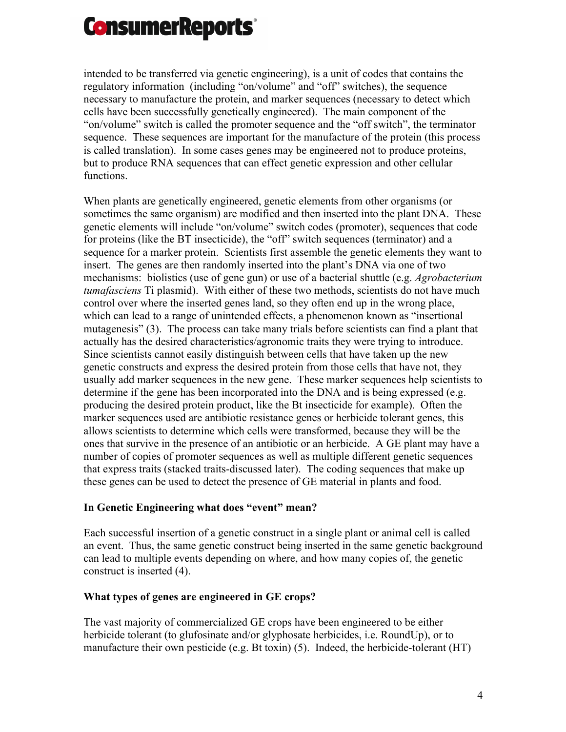intended to be transferred via genetic engineering), is a unit of codes that contains the regulatory information (including "on/volume" and "off" switches), the sequence necessary to manufacture the protein, and marker sequences (necessary to detect which cells have been successfully genetically engineered). The main component of the "on/volume" switch is called the promoter sequence and the "off switch", the terminator sequence. These sequences are important for the manufacture of the protein (this process is called translation). In some cases genes may be engineered not to produce proteins, but to produce RNA sequences that can effect genetic expression and other cellular functions.

When plants are genetically engineered, genetic elements from other organisms (or sometimes the same organism) are modified and then inserted into the plant DNA. These genetic elements will include "on/volume" switch codes (promoter), sequences that code for proteins (like the BT insecticide), the "off" switch sequences (terminator) and a sequence for a marker protein. Scientists first assemble the genetic elements they want to insert. The genes are then randomly inserted into the plant's DNA via one of two mechanisms: biolistics (use of gene gun) or use of a bacterial shuttle (e.g. *Agrobacterium tumafasciens* Ti plasmid). With either of these two methods, scientists do not have much control over where the inserted genes land, so they often end up in the wrong place, which can lead to a range of unintended effects, a phenomenon known as "insertional mutagenesis" (3). The process can take many trials before scientists can find a plant that actually has the desired characteristics/agronomic traits they were trying to introduce. Since scientists cannot easily distinguish between cells that have taken up the new genetic constructs and express the desired protein from those cells that have not, they usually add marker sequences in the new gene. These marker sequences help scientists to determine if the gene has been incorporated into the DNA and is being expressed (e.g. producing the desired protein product, like the Bt insecticide for example). Often the marker sequences used are antibiotic resistance genes or herbicide tolerant genes, this allows scientists to determine which cells were transformed, because they will be the ones that survive in the presence of an antibiotic or an herbicide. A GE plant may have a number of copies of promoter sequences as well as multiple different genetic sequences that express traits (stacked traits-discussed later). The coding sequences that make up these genes can be used to detect the presence of GE material in plants and food.

**In Genetic Engineering what does "event" mean?**

Each successful insertion of a genetic construct in a single plant or animal cell is called an event. Thus, the same genetic construct being inserted in the same genetic background can lead to multiple events depending on where, and how many copies of, the genetic construct is inserted (4).

**What types of genes are engineered in GE crops?**

The vast majority of commercialized GE crops have been engineered to be either herbicide tolerant (to glufosinate and/or glyphosate herbicides, i.e. RoundUp), or to manufacture their own pesticide (e.g. Bt toxin) (5). Indeed, the herbicide-tolerant (HT)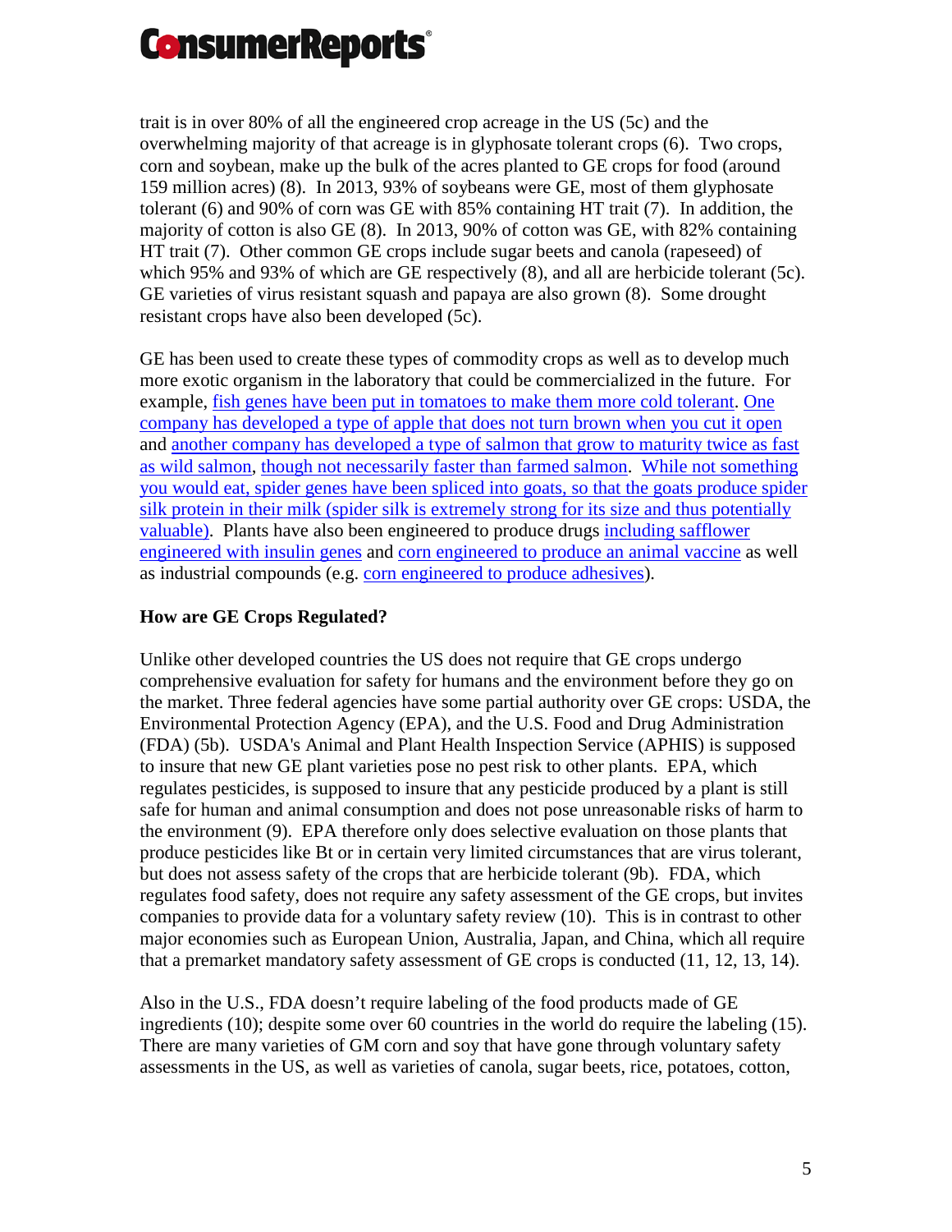trait is in over 80% of all the engineered crop acreage in the US (5c) and the overwhelming majority of that acreage is in glyphosate tolerant crops (6). Two crops, corn and soybean, make up the bulk of the acres planted to GE crops for food (around 159 million acres) (8). In 2013, 93% of soybeans were GE, most of them glyphosate tolerant (6) and 90% of corn was GE with 85% containing HT trait (7). In addition, the majority of cotton is also GE (8). In 2013, 90% of cotton was GE, with 82% containing HT trait (7). Other common GE crops include sugar beets and canola (rapeseed) of which 95% and 93% of which are GE respectively (8), and all are herbicide tolerant (5c). GE varieties of virus resistant squash and papaya are also grown (8). Some drought resistant crops have also been developed (5c).

GE has been used to create these types of commodity crops as well as to develop much more exotic organism in the laboratory that could be commercialized in the future. For example, fish genes have been put in tomatoes to make them more cold tolerant. One company has developed a type of apple that does not turn brown when you cut it open and another company has developed a type of salmon that grow to maturity twice as fast as wild salmon, though not necessarily faster than farmed salmon. While not something you would eat, spider genes have been spliced into goats, so that the goats produce spider silk protein in their milk (spider silk is extremely strong for its size and thus potentially valuable). Plants have also been engineered to produce drugs including safflower engineered with insulin genes and corn engineered to produce an animal vaccine as well as industrial compounds (e.g. corn engineered to produce adhesives).

**How are GE Crops Regulated?**

Unlike other developed countries the US does not require that GE crops undergo comprehensive evaluation for safety for humans and the environment before they go on the market. Three federal agencies have some partial authority over GE crops: USDA, the Environmental Protection Agency (EPA), and the U.S. Food and Drug Administration (FDA) (5b). USDA's Animal and Plant Health Inspection Service (APHIS) is supposed to insure that new GE plant varieties pose no pest risk to other plants. EPA, which regulates pesticides, is supposed to insure that any pesticide produced by a plant is still safe for human and animal consumption and does not pose unreasonable risks of harm to the environment (9). EPA therefore only does selective evaluation on those plants that produce pesticides like Bt or in certain very limited circumstances that are virus tolerant, but does not assess safety of the crops that are herbicide tolerant (9b). FDA, which regulates food safety, does not require any safety assessment of the GE crops, but invites companies to provide data for a voluntary safety review (10). This is in contrast to other major economies such as European Union, Australia, Japan, and China, which all require that a premarket mandatory safety assessment of GE crops is conducted (11, 12, 13, 14).

Also in the U.S., FDA doesn't require labeling of the food products made of GE ingredients (10); despite some over 60 countries in the world do require the labeling (15). There are many varieties of GM corn and soy that have gone through voluntary safety assessments in the US, as well as varieties of canola, sugar beets, rice, potatoes, cotton,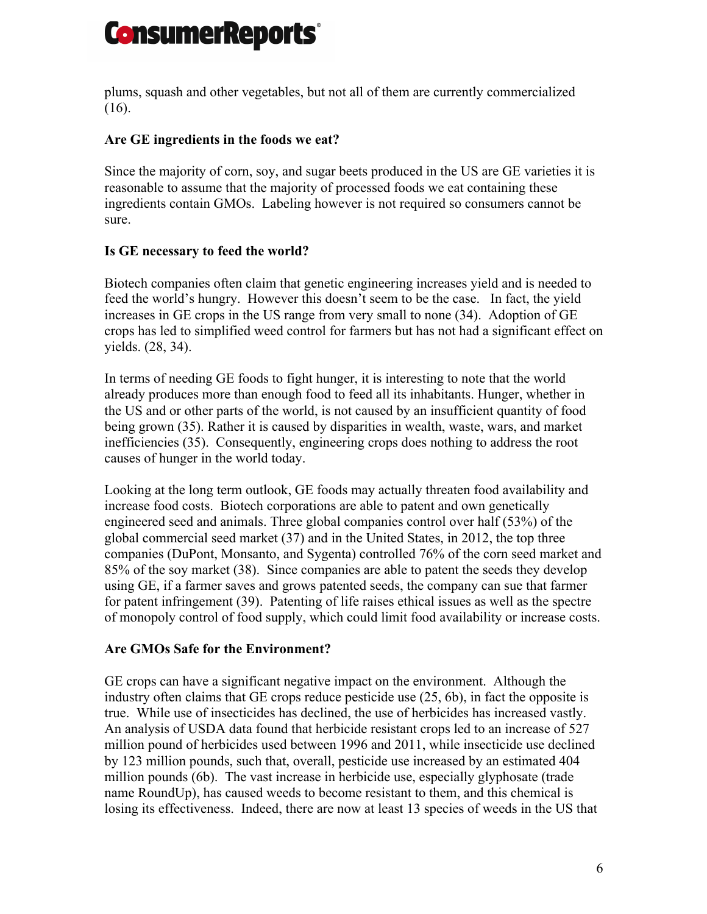plums, squash and other vegetables, but not all of them are currently commercialized (16).

**Are GE ingredients in the foods we eat?**

Since the majority of corn, soy, and sugar beets produced in the US are GE varieties it is reasonable to assume that the majority of processed foods we eat containing these ingredients contain GMOs. Labeling however is not required so consumers cannot be sure.

**Is GE necessary to feed the world?**

Biotech companies often claim that genetic engineering increases yield and is needed to feed the world's hungry. However this doesn't seem to be the case. In fact, the yield increases in GE crops in the US range from very small to none (34). Adoption of GE crops has led to simplified weed control for farmers but has not had a significant effect on yields. (28, 34).

In terms of needing GE foods to fight hunger, it is interesting to note that the world already produces more than enough food to feed all its inhabitants. Hunger, whether in the US and or other parts of the world, is not caused by an insufficient quantity of food being grown (35). Rather it is caused by disparities in wealth, waste, wars, and market inefficiencies (35). Consequently, engineering crops does nothing to address the root causes of hunger in the world today.

Looking at the long term outlook, GE foods may actually threaten food availability and increase food costs. Biotech corporations are able to patent and own genetically engineered seed and animals. Three global companies control over half (53%) of the global commercial seed market (37) and in the United States, in 2012, the top three companies (DuPont, Monsanto, and Sygenta) controlled 76% of the corn seed market and 85% of the soy market (38). Since companies are able to patent the seeds they develop using GE, if a farmer saves and grows patented seeds, the company can sue that farmer for patent infringement (39). Patenting of life raises ethical issues as well as the spectre of monopoly control of food supply, which could limit food availability or increase costs.

**Are GMOs Safe for the Environment?**

GE crops can have a significant negative impact on the environment. Although the industry often claims that GE crops reduce pesticide use (25, 6b), in fact the opposite is true. While use of insecticides has declined, the use of herbicides has increased vastly. An analysis of USDA data found that herbicide resistant crops led to an increase of 527 million pound of herbicides used between 1996 and 2011, while insecticide use declined by 123 million pounds, such that, overall, pesticide use increased by an estimated 404 million pounds (6b). The vast increase in herbicide use, especially glyphosate (trade name RoundUp), has caused weeds to become resistant to them, and this chemical is losing its effectiveness. Indeed, there are now at least 13 species of weeds in the US that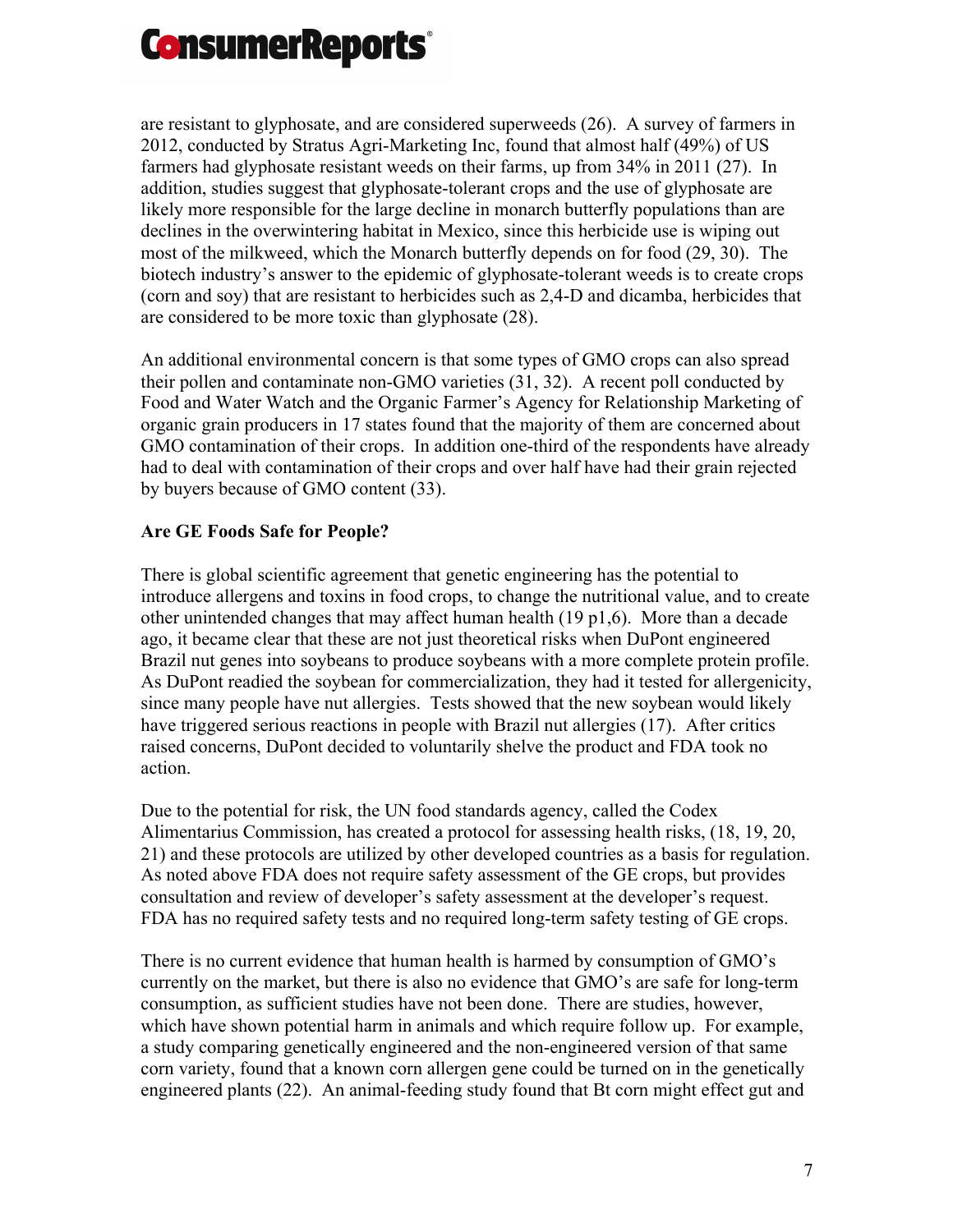are resistant to glyphosate, and are considered superweeds (26). A survey of farmers in 2012, conducted by Stratus Agri-Marketing Inc, found that almost half (49%) of US farmers had glyphosate resistant weeds on their farms, up from 34% in 2011 (27). In addition, studies suggest that glyphosate-tolerant crops and the use of glyphosate are likely more responsible for the large decline in monarch butterfly populations than are declines in the overwintering habitat in Mexico, since this herbicide use is wiping out most of the milkweed, which the Monarch butterfly depends on for food (29, 30). The biotech industry's answer to the epidemic of glyphosate-tolerant weeds is to create crops (corn and soy) that are resistant to herbicides such as 2,4-D and dicamba, herbicides that are considered to be more toxic than glyphosate (28).

An additional environmental concern is that some types of GMO crops can also spread their pollen and contaminate non-GMO varieties (31, 32). A recent poll conducted by Food and Water Watch and the Organic Farmer's Agency for Relationship Marketing of organic grain producers in 17 states found that the majority of them are concerned about GMO contamination of their crops. In addition one-third of the respondents have already had to deal with contamination of their crops and over half have had their grain rejected by buyers because of GMO content (33).

**Are GE Foods Safe for People?**

There is global scientific agreement that genetic engineering has the potential to introduce allergens and toxins in food crops, to change the nutritional value, and to create other unintended changes that may affect human health (19 p1,6). More than a decade ago, it became clear that these are not just theoretical risks when DuPont engineered Brazil nut genes into soybeans to produce soybeans with a more complete protein profile. As DuPont readied the soybean for commercialization, they had it tested for allergenicity, since many people have nut allergies. Tests showed that the new soybean would likely have triggered serious reactions in people with Brazil nut allergies (17). After critics raised concerns, DuPont decided to voluntarily shelve the product and FDA took no action.

Due to the potential for risk, the UN food standards agency, called the Codex Alimentarius Commission, has created a protocol for assessing health risks, (18, 19, 20, 21) and these protocols are utilized by other developed countries as a basis for regulation. As noted above FDA does not require safety assessment of the GE crops, but provides consultation and review of developer's safety assessment at the developer's request. FDA has no required safety tests and no required long-term safety testing of GE crops.

There is no current evidence that human health is harmed by consumption of GMO's currently on the market, but there is also no evidence that GMO's are safe for long-term consumption, as sufficient studies have not been done. There are studies, however, which have shown potential harm in animals and which require follow up. For example, a study comparing genetically engineered and the non-engineered version of that same corn variety, found that a known corn allergen gene could be turned on in the genetically engineered plants (22). An animal-feeding study found that Bt corn might effect gut and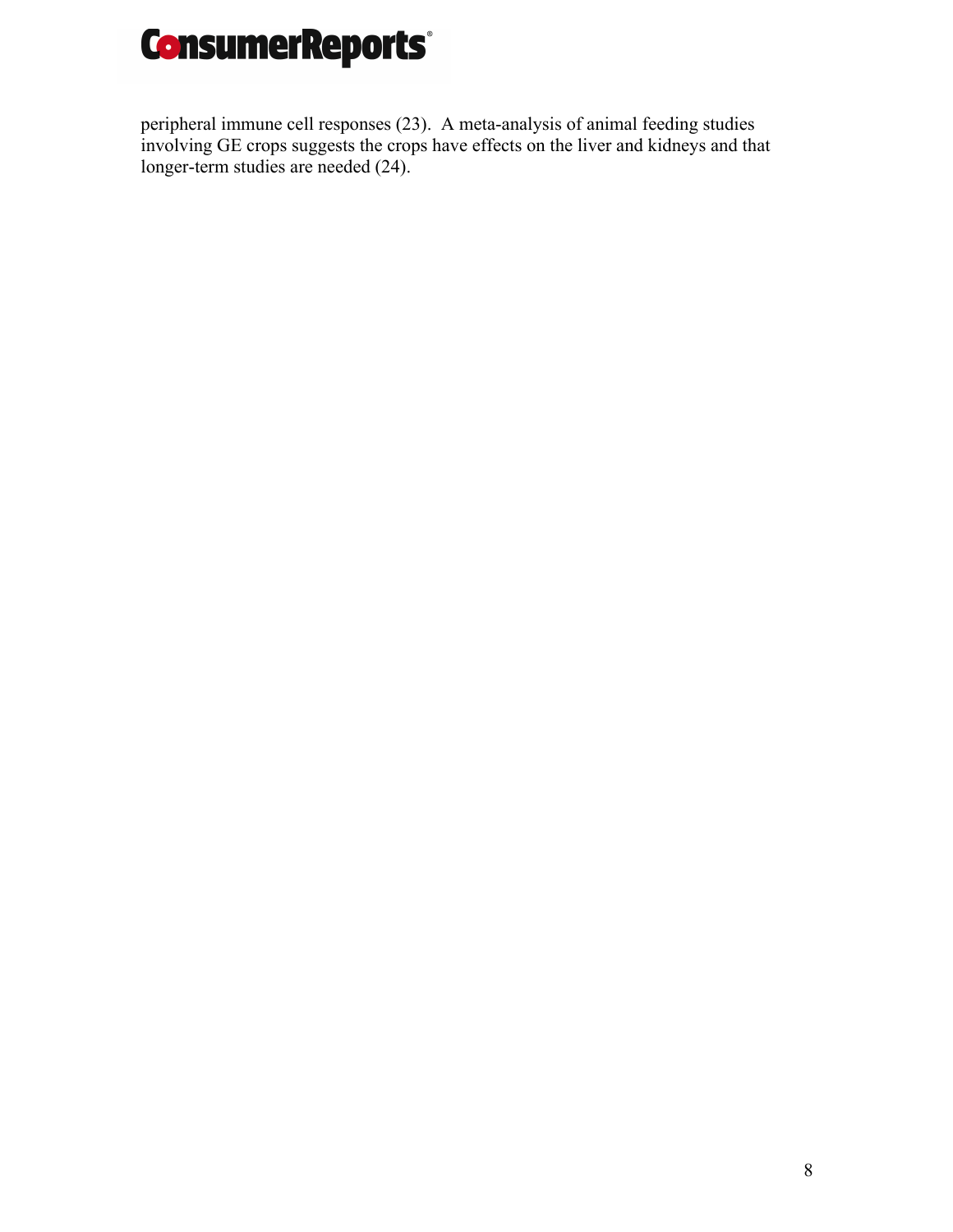peripheral immune cell responses (23). A meta-analysis of animal feeding studies involving GE crops suggests the crops have effects on the liver and kidneys and that longer-term studies are needed (24).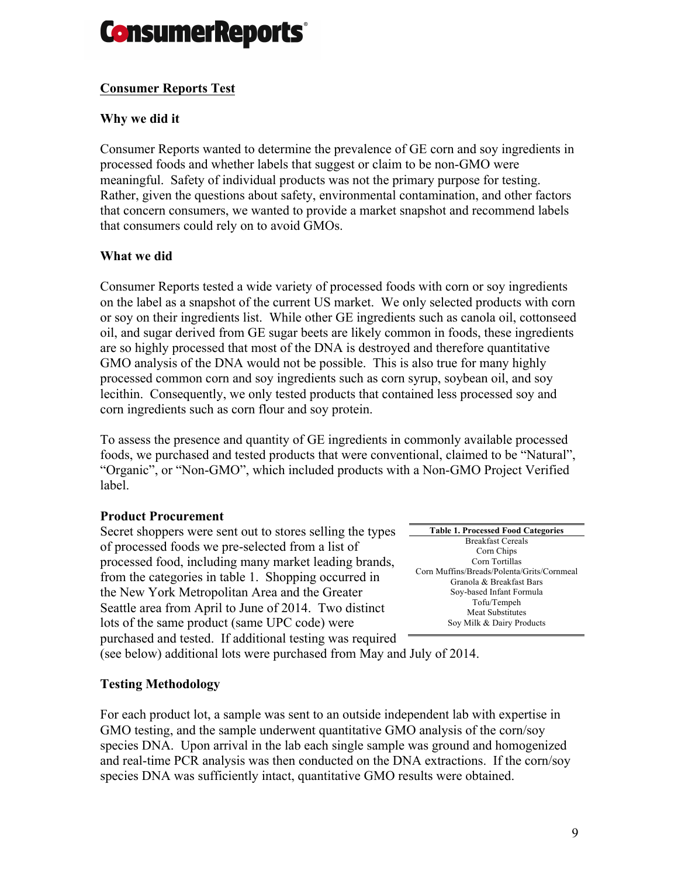## Consumer Reports Test

### Why we did it

Consumer Reports wanted to determine the prevalence of GE corn and soy ingredients in processed foods and whether labels that suggest or claim to be non-GMO were meaningful. Safety of individual products was not the primary purpose for testing. Rather, given the questions about safety, environmental contamination, and other factors that concern consumers, we wanted to provide a market snapshot and recommend labels that consumers could rely on to avoid GMOs.

### What we did

Consumer Reports tested a wide variety of processed foods with corn or soy ingredients on the label as a snapshot of the current US market. We only selected products with corn or soy on their ingredients list. While other GE ingredients such as canola oil, cottonseed oil, and sugar derived from GE sugar beets are likely common in foods, these ingredients are so highly processed that most of the DNA is destroyed and therefore quantitative GMO analysis of the DNA would not be possible. This is also true for many highly processed common corn and soy ingredients such as corn syrup, soybean oil, and soy lecithin. Consequently, we only tested products that contained less processed soy and corn ingredients such as corn flour and soy protein.

To assess the presence and quantity of GE ingredients in commonly available processed foods, we purchased and tested products that were conventional, claimed to be "Natural", "Organic", or "Non-GMO", which included products with a Non-GMO Project Verified label.

### Product Procurement

Secret shoppers were sent out to stores selling the types of processed foods we pre-selected from a list of processed food, including many market leading brands, from the categories in table 1. Shopping occurred in the New York Metropolitan Area and the Greater Seattle area from April to June of 2014. Two distinct lots of the same product (same UPC code) were purchased and tested. If additional testing was required (see below) additional lots were purchased from May and July of 2014.

| Table 1. Processed Food Categories |
|---|
| Breakfast Cereals |
| Corn Chips |
| Corn Tortillas |
| Corn Muffins/Breads/Polenta/Grits/Cornmeal |
| Granola & Breakfast Bars |
| Soy-based Infant Formula |
| Tofu/Tempeh |
| Meat Substitutes |
| Soy Milk & Dairy Products |

### Testing Methodology

For each product lot, a sample was sent to an outside independent lab with expertise in GMO testing, and the sample underwent quantitative GMO analysis of the corn/soy species DNA. Upon arrival in the lab each single sample was ground and homogenized and real-time PCR analysis was then conducted on the DNA extractions. If the corn/soy species DNA was sufficiently intact, quantitative GMO results were obtained.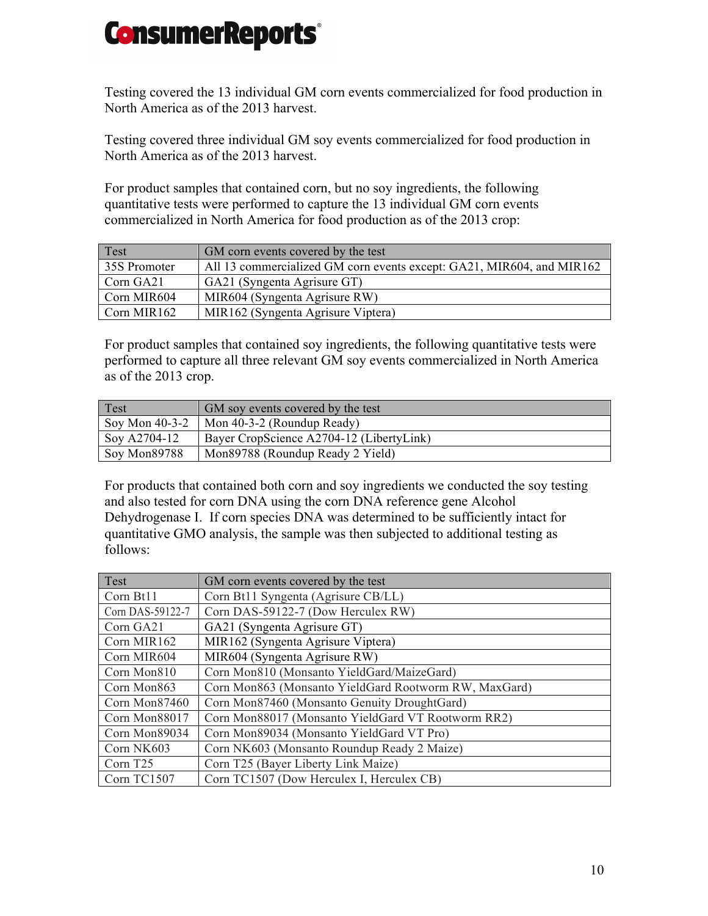Testing covered the 13 individual GM corn events commercialized for food production in North America as of the 2013 harvest.

Testing covered three individual GM soy events commercialized for food production in North America as of the 2013 harvest.

For product samples that contained corn, but no soy ingredients, the following quantitative tests were performed to capture the 13 individual GM corn events commercialized in North America for food production as of the 2013 crop:

| Test | GM corn events covered by the test |
|---|---|
| 35S Promoter | All 13 commercialized GM corn events except: GA21, MIR604, and MIR162 |
| Corn GA21 | GA21 (Syngenta Agrisure GT) |
| Corn MIR604 | MIR604 (Syngenta Agrisure RW) |
| Corn MIR162 | MIR162 (Syngenta Agrisure Viptera) |

For product samples that contained soy ingredients, the following quantitative tests were performed to capture all three relevant GM soy events commercialized in North America as of the 2013 crop.

| Test | GM soy events covered by the test |
|---|---|
| Soy Mon 40-3-2 | Mon 40-3-2 (Roundup Ready) |
| Soy A2704-12 | Bayer CropScience A2704-12 (LibertyLink) |
| Soy Mon89788 | Mon89788 (Roundup Ready 2 Yield) |

For products that contained both corn and soy ingredients we conducted the soy testing and also tested for corn DNA using the corn DNA reference gene Alcohol Dehydrogenase I. If corn species DNA was determined to be sufficiently intact for quantitative GMO analysis, the sample was then subjected to additional testing as follows:

| Test | GM corn events covered by the test |
|---|---|
| Corn Bt11 | Corn Bt11 Syngenta (Agrisure CB/LL) |
| Corn DAS-59122-7 | Corn DAS-59122-7 (Dow Herculex RW) |
| Corn GA21 | GA21 (Syngenta Agrisure GT) |
| Corn MIR162 | MIR162 (Syngenta Agrisure Viptera) |
| Corn MIR604 | MIR604 (Syngenta Agrisure RW) |
| Corn Mon810 | Corn Mon810 (Monsanto YieldGard/MaizeGard) |
| Corn Mon863 | Corn Mon863 (Monsanto YieldGard Rootworm RW, MaxGard) |
| Corn Mon87460 | Corn Mon87460 (Monsanto Genuity DroughtGard) |
| Corn Mon88017 | Corn Mon88017 (Monsanto YieldGard VT Rootworm RR2) |
| Corn Mon89034 | Corn Mon89034 (Monsanto YieldGard VT Pro) |
| Corn NK603 | Corn NK603 (Monsanto Roundup Ready 2 Maize) |
| Corn T25 | Corn T25 (Bayer Liberty Link Maize) |
| Corn TC1507 | Corn TC1507 (Dow Herculex I, Herculex CB) |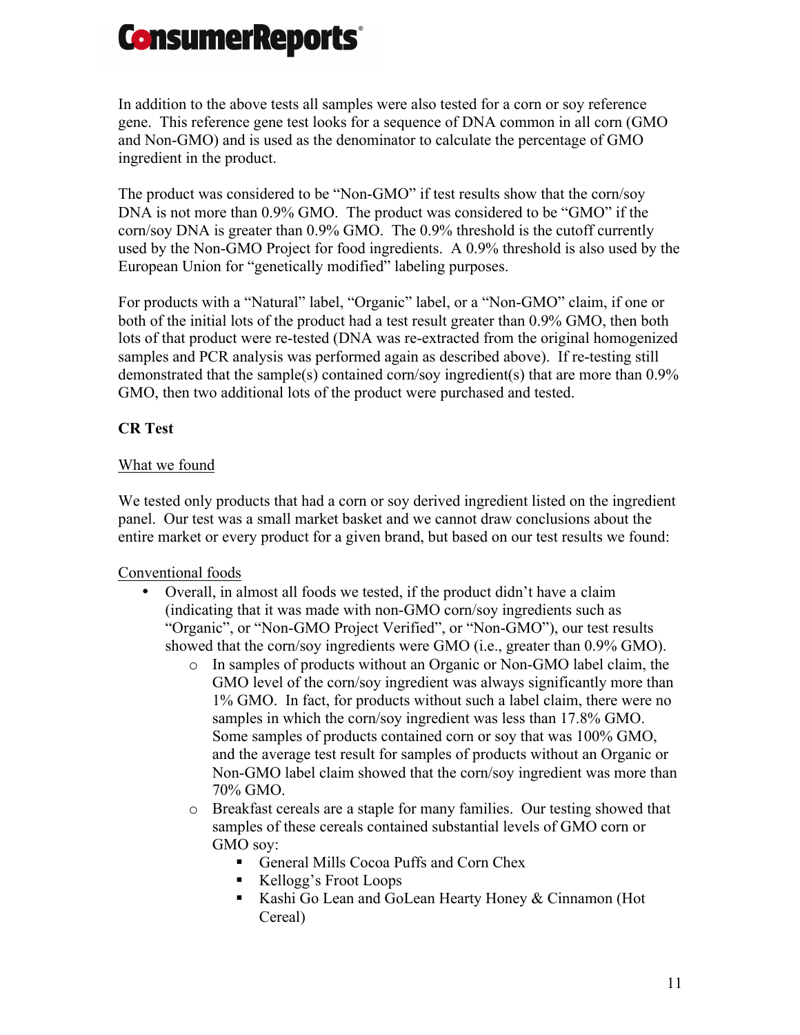In addition to the above tests all samples were also tested for a corn or soy reference gene. This reference gene test looks for a sequence of DNA common in all corn (GMO and Non-GMO) and is used as the denominator to calculate the percentage of GMO ingredient in the product.

The product was considered to be "Non-GMO" if test results show that the corn/soy DNA is not more than 0.9% GMO. The product was considered to be "GMO" if the corn/soy DNA is greater than 0.9% GMO. The 0.9% threshold is the cutoff currently used by the Non-GMO Project for food ingredients. A 0.9% threshold is also used by the European Union for "genetically modified" labeling purposes.

For products with a "Natural" label, "Organic" label, or a "Non-GMO" claim, if one or both of the initial lots of the product had a test result greater than 0.9% GMO, then both lots of that product were re-tested (DNA was re-extracted from the original homogenized samples and PCR analysis was performed again as described above). If re-testing still demonstrated that the sample(s) contained corn/soy ingredient(s) that are more than 0.9% GMO, then two additional lots of the product were purchased and tested.

**CR Test**

<u>What we found</u>

We tested only products that had a corn or soy derived ingredient listed on the ingredient panel. Our test was a small market basket and we cannot draw conclusions about the entire market or every product for a given brand, but based on our test results we found:

<u>Conventional foods</u>

- Overall, in almost all foods we tested, if the product didn't have a claim (indicating that it was made with non-GMO corn/soy ingredients such as "Organic", or "Non-GMO Project Verified", or "Non-GMO"), our test results showed that the corn/soy ingredients were GMO (i.e., greater than 0.9% GMO).
    - In samples of products without an Organic or Non-GMO label claim, the GMO level of the corn/soy ingredient was always significantly more than 1% GMO. In fact, for products without such a label claim, there were no samples in which the corn/soy ingredient was less than 17.8% GMO. Some samples of products contained corn or soy that was 100% GMO, and the average test result for samples of products without an Organic or Non-GMO label claim showed that the corn/soy ingredient was more than 70% GMO.
    - Breakfast cereals are a staple for many families. Our testing showed that samples of these cereals contained substantial levels of GMO corn or GMO soy:
        - General Mills Cocoa Puffs and Corn Chex
        - Kellogg's Froot Loops
        - Kashi Go Lean and GoLean Hearty Honey & Cinnamon (Hot Cereal)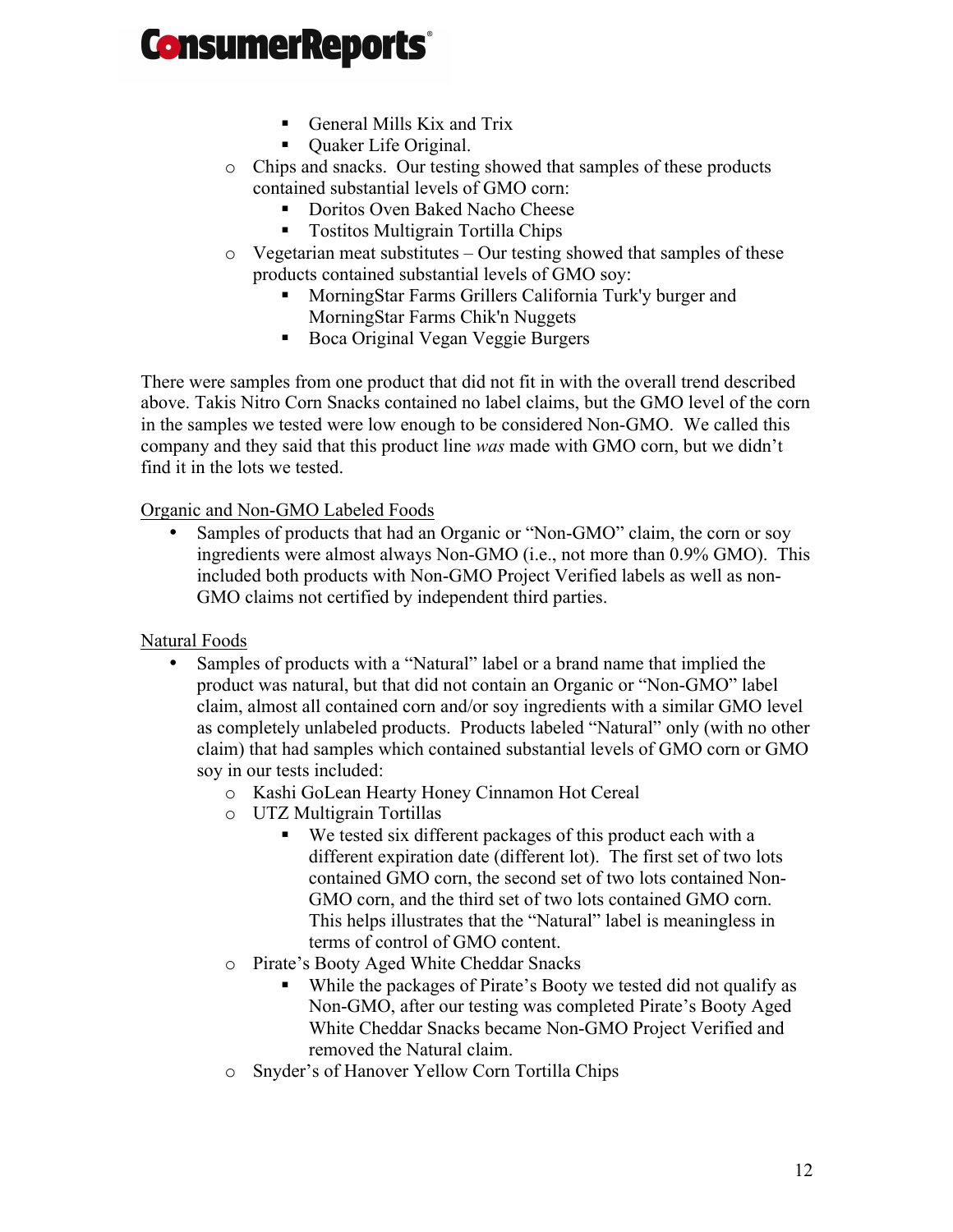- General Mills Kix and Trix
    - Quaker Life Original.
  - Chips and snacks. Our testing showed that samples of these products contained substantial levels of GMO corn:
    - Doritos Oven Baked Nacho Cheese
    - Tostitos Multigrain Tortilla Chips
  - Vegetarian meat substitutes – Our testing showed that samples of these products contained substantial levels of GMO soy:
    - MorningStar Farms Grillers California Turk'y burger and MorningStar Farms Chik'n Nuggets
    - Boca Original Vegan Veggie Burgers

There were samples from one product that did not fit in with the overall trend described above. Takis Nitro Corn Snacks contained no label claims, but the GMO level of the corn in the samples we tested were low enough to be considered Non-GMO. We called this company and they said that this product line *was* made with GMO corn, but we didn't find it in the lots we tested.

<u>Organic and Non-GMO Labeled Foods</u>

- Samples of products that had an Organic or "Non-GMO" claim, the corn or soy ingredients were almost always Non-GMO (i.e., not more than 0.9% GMO). This included both products with Non-GMO Project Verified labels as well as non-GMO claims not certified by independent third parties.

<u>Natural Foods</u>

- Samples of products with a "Natural" label or a brand name that implied the product was natural, but that did not contain an Organic or "Non-GMO" label claim, almost all contained corn and/or soy ingredients with a similar GMO level as completely unlabeled products. Products labeled "Natural" only (with no other claim) that had samples which contained substantial levels of GMO corn or GMO soy in our tests included:
  - Kashi GoLean Hearty Honey Cinnamon Hot Cereal
  - UTZ Multigrain Tortillas
    - We tested six different packages of this product each with a different expiration date (different lot). The first set of two lots contained GMO corn, the second set of two lots contained Non-GMO corn, and the third set of two lots contained GMO corn. This helps illustrates that the "Natural" label is meaningless in terms of control of GMO content.
  - Pirate's Booty Aged White Cheddar Snacks
    - While the packages of Pirate's Booty we tested did not qualify as Non-GMO, after our testing was completed Pirate's Booty Aged White Cheddar Snacks became Non-GMO Project Verified and removed the Natural claim.
  - Snyder's of Hanover Yellow Corn Tortilla Chips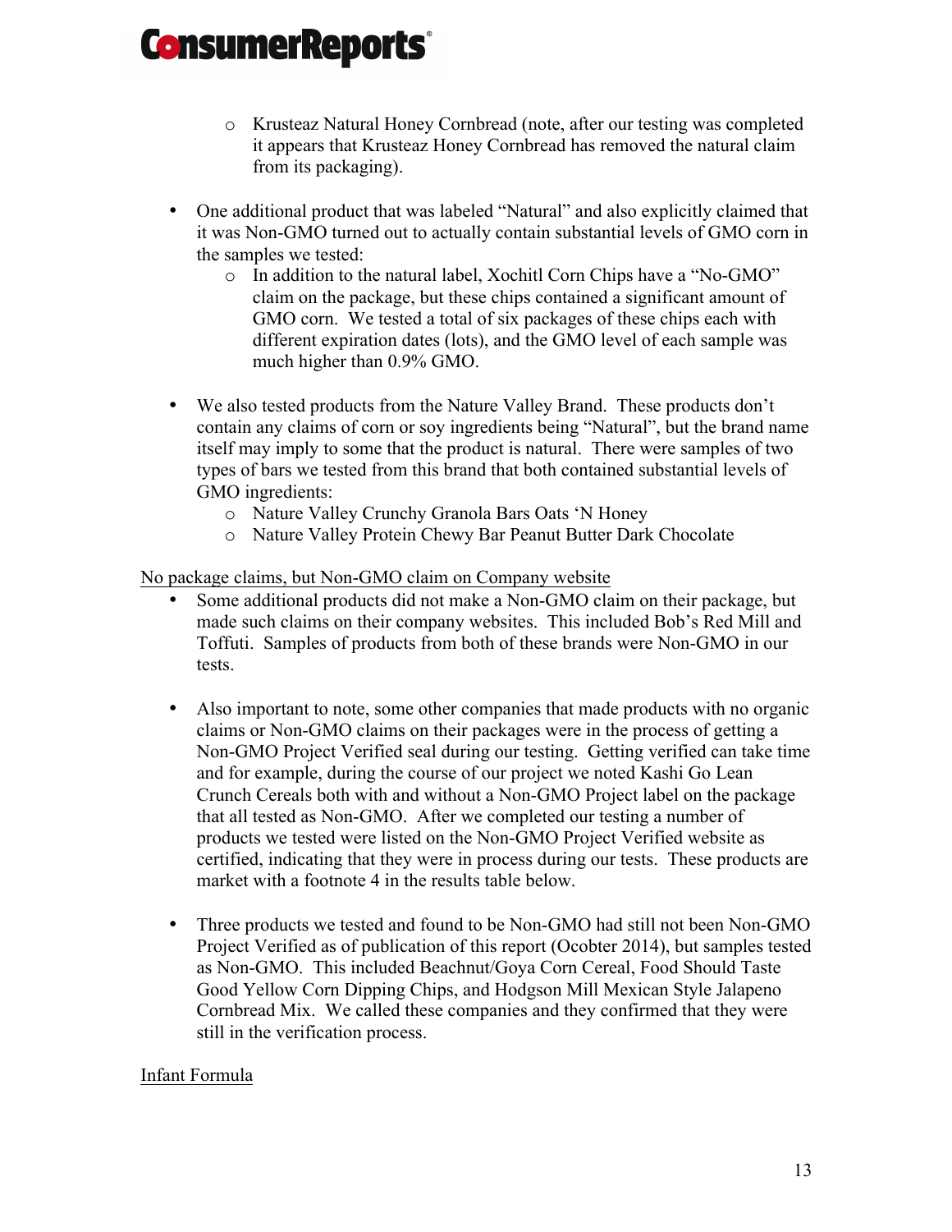- Krusteaz Natural Honey Cornbread (note, after our testing was completed it appears that Krusteaz Honey Cornbread has removed the natural claim from its packaging).

- One additional product that was labeled "Natural" and also explicitly claimed that it was Non-GMO turned out to actually contain substantial levels of GMO corn in the samples we tested:
    - In addition to the natural label, Xochitl Corn Chips have a "No-GMO" claim on the package, but these chips contained a significant amount of GMO corn. We tested a total of six packages of these chips each with different expiration dates (lots), and the GMO level of each sample was much higher than 0.9% GMO.

- We also tested products from the Nature Valley Brand. These products don't contain any claims of corn or soy ingredients being "Natural", but the brand name itself may imply to some that the product is natural. There were samples of two types of bars we tested from this brand that both contained substantial levels of GMO ingredients:
    - Nature Valley Crunchy Granola Bars Oats 'N Honey
    - Nature Valley Protein Chewy Bar Peanut Butter Dark Chocolate

<u>No package claims, but Non-GMO claim on Company website</u>

- Some additional products did not make a Non-GMO claim on their package, but made such claims on their company websites. This included Bob's Red Mill and Toffuti. Samples of products from both of these brands were Non-GMO in our tests.

- Also important to note, some other companies that made products with no organic claims or Non-GMO claims on their packages were in the process of getting a Non-GMO Project Verified seal during our testing. Getting verified can take time and for example, during the course of our project we noted Kashi Go Lean Crunch Cereals both with and without a Non-GMO Project label on the package that all tested as Non-GMO. After we completed our testing a number of products we tested were listed on the Non-GMO Project Verified website as certified, indicating that they were in process during our tests. These products are market with a footnote 4 in the results table below.

- Three products we tested and found to be Non-GMO had still not been Non-GMO Project Verified as of publication of this report (Ocobter 2014), but samples tested as Non-GMO. This included Beachnut/Goya Corn Cereal, Food Should Taste Good Yellow Corn Dipping Chips, and Hodgson Mill Mexican Style Jalapeno Cornbread Mix. We called these companies and they confirmed that they were still in the verification process.

<u>Infant Formula</u>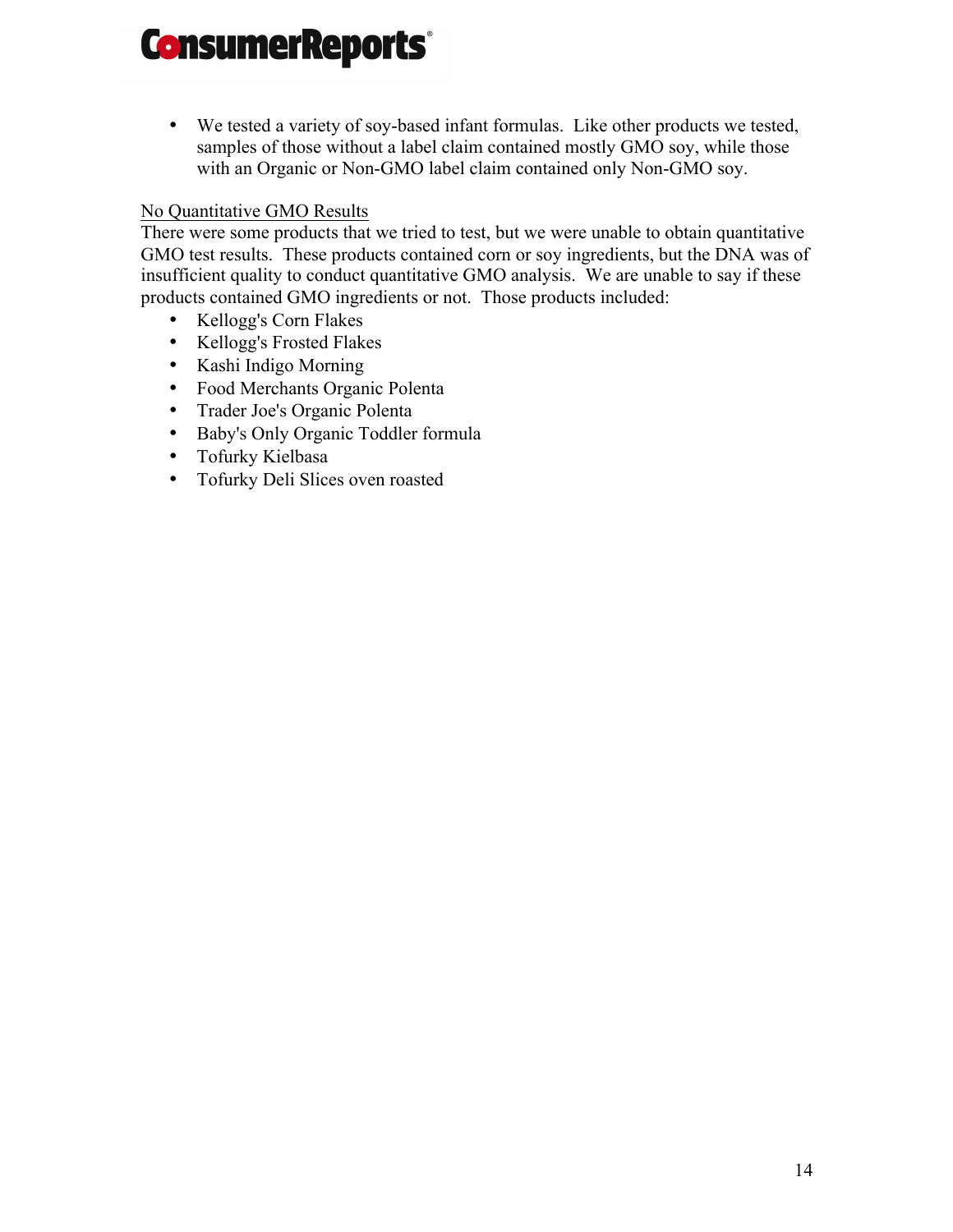- We tested a variety of soy-based infant formulas. Like other products we tested, samples of those without a label claim contained mostly GMO soy, while those with an Organic or Non-GMO label claim contained only Non-GMO soy.

<u>No Quantitative GMO Results</u>

There were some products that we tried to test, but we were unable to obtain quantitative GMO test results. These products contained corn or soy ingredients, but the DNA was of insufficient quality to conduct quantitative GMO analysis. We are unable to say if these products contained GMO ingredients or not. Those products included:

- Kellogg's Corn Flakes
- Kellogg's Frosted Flakes
- Kashi Indigo Morning
- Food Merchants Organic Polenta
- Trader Joe's Organic Polenta
- Baby's Only Organic Toddler formula
- Tofurky Kielbasa
- Tofurky Deli Slices oven roasted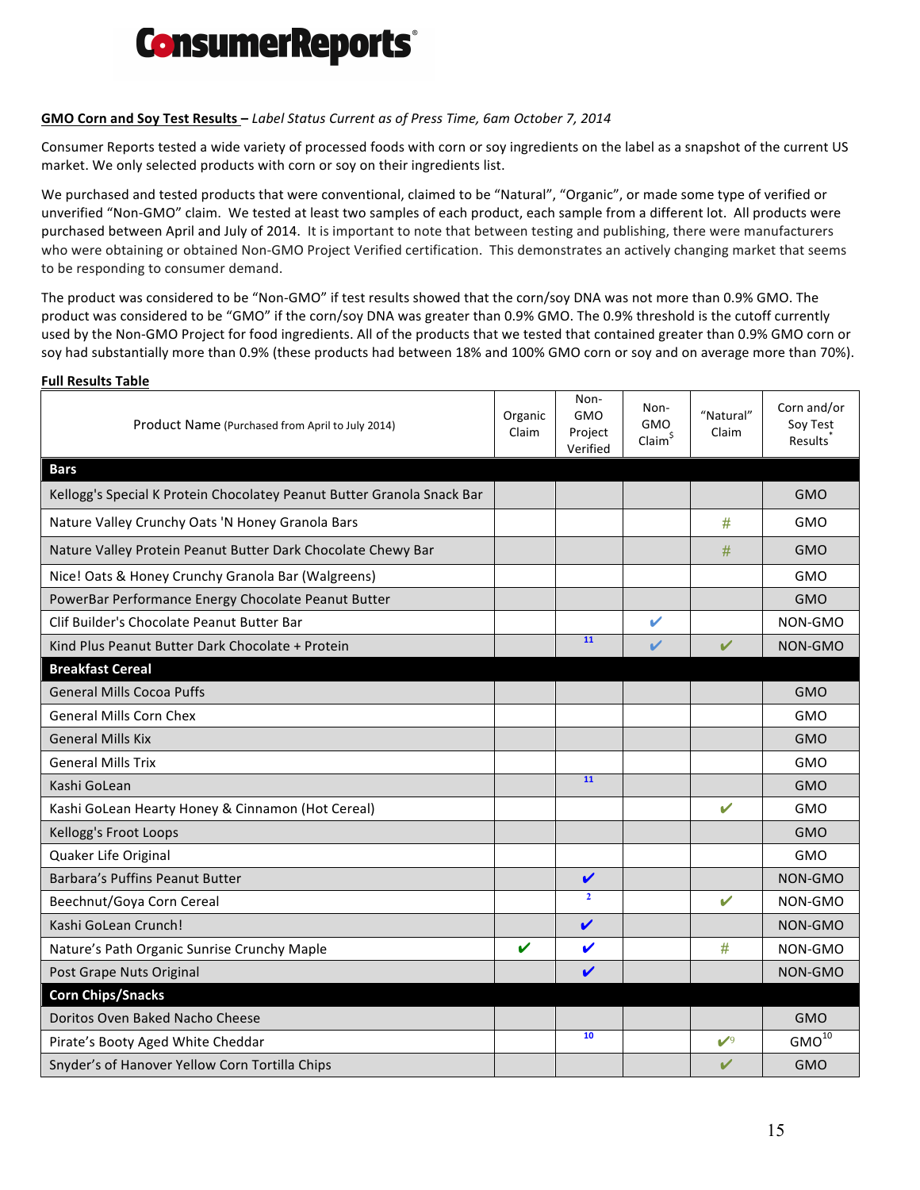# ConsumerReports®

**GMO Corn and Soy Test Results** – *Label Status Current as of Press Time, 6am October 7, 2014*

Consumer Reports tested a wide variety of processed foods with corn or soy ingredients on the label as a snapshot of the current US market. We only selected products with corn or soy on their ingredients list.

We purchased and tested products that were conventional, claimed to be "Natural", "Organic", or made some type of verified or unverified "Non-GMO" claim. We tested at least two samples of each product, each sample from a different lot. All products were purchased between April and July of 2014. It is important to note that between testing and publishing, there were manufacturers who were obtaining or obtained Non-GMO Project Verified certification. This demonstrates an actively changing market that seems to be responding to consumer demand.

The product was considered to be "Non-GMO" if test results showed that the corn/soy DNA was not more than 0.9% GMO. The product was considered to be "GMO" if the corn/soy DNA was greater than 0.9% GMO. The 0.9% threshold is the cutoff currently used by the Non-GMO Project for food ingredients. All of the products that we tested that contained greater than 0.9% GMO corn or soy had substantially more than 0.9% (these products had between 18% and 100% GMO corn or soy and on average more than 70%).

**Full Results Table**

| Product Name (Purchased from April to July 2014) | Organic Claim | Non-GMO Project Verified | Non-GMO Claim[$] | "Natural" Claim | Corn and/or Soy Test Results[*] |
|---|---|---|---|---|---|
| **Bars** | | | | | |
| Kellogg's Special K Protein Chocolatey Peanut Butter Granola Snack Bar | | | | | GMO |
| Nature Valley Crunchy Oats 'N Honey Granola Bars | | | | # | GMO |
| Nature Valley Protein Peanut Butter Dark Chocolate Chewy Bar | | | | # | GMO |
| Nice! Oats & Honey Crunchy Granola Bar (Walgreens) | | | | | GMO |
| PowerBar Performance Energy Chocolate Peanut Butter | | | | | GMO |
| Clif Builder's Chocolate Peanut Butter Bar | | | ✔ | | NON-GMO |
| Kind Plus Peanut Butter Dark Chocolate + Protein | | 11 | ✔ | ✔ | NON-GMO |
| **Breakfast Cereal** | | | | | |
| General Mills Cocoa Puffs | | | | | GMO |
| General Mills Corn Chex | | | | | GMO |
| General Mills Kix | | | | | GMO |
| General Mills Trix | | | | | GMO |
| Kashi GoLean | | 11 | | | GMO |
| Kashi GoLean Hearty Honey & Cinnamon (Hot Cereal) | | | | ✔ | GMO |
| Kellogg's Froot Loops | | | | | GMO |
| Quaker Life Original | | | | | GMO |
| Barbara's Puffins Peanut Butter | | ✔ | | | NON-GMO |
| Beechnut/Goya Corn Cereal | | 2 | | ✔ | NON-GMO |
| Kashi GoLean Crunch! | | ✔ | | | NON-GMO |
| Nature's Path Organic Sunrise Crunchy Maple | ✔ | ✔ | | # | NON-GMO |
| Post Grape Nuts Original | | ✔ | | | NON-GMO |
| **Corn Chips/Snacks** | | | | | |
| Doritos Oven Baked Nacho Cheese | | | | | GMO |
| Pirate's Booty Aged White Cheddar | | 10 | | ✔[9] | GMO[10] |
| Snyder's of Hanover Yellow Corn Tortilla Chips | | | | ✔ | GMO |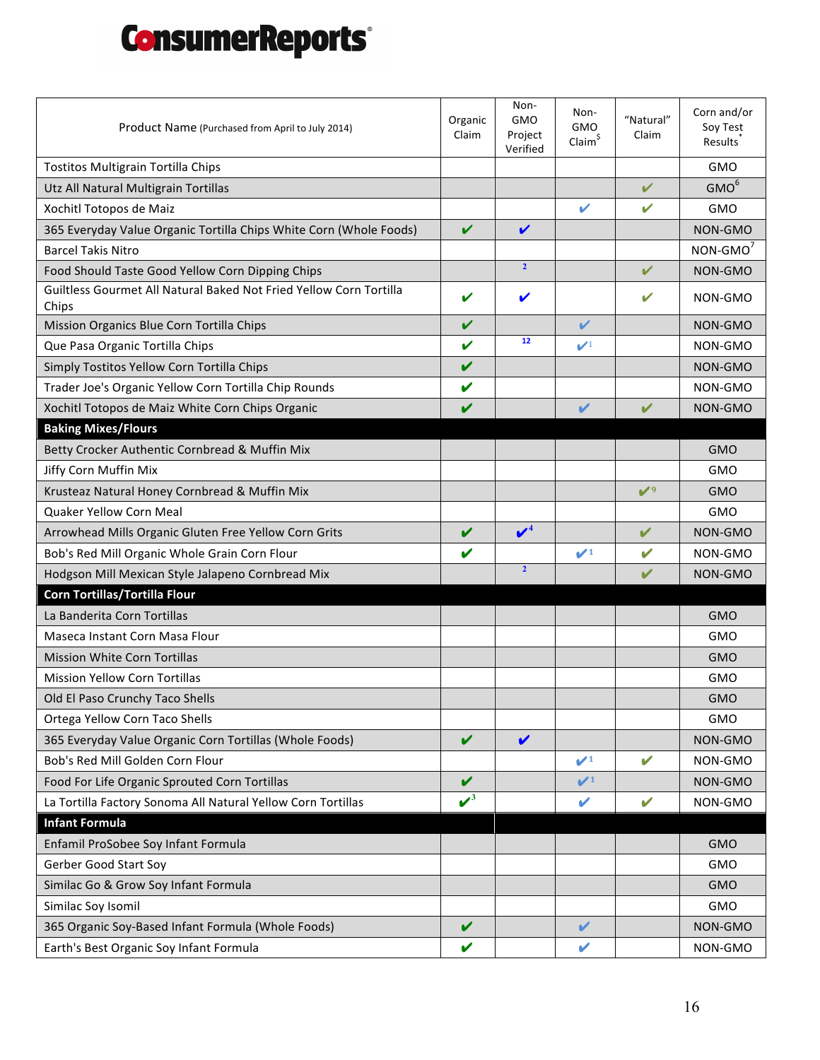# ConsumerReports

| Product Name (Purchased from April to July 2014) | Organic Claim | Non-GMO Project Verified | Non-GMO Claim[$] | "Natural" Claim | Corn and/or Soy Test Results[*] |
|---|---|---|---|---|---|
| Tostitos Multigrain Tortilla Chips | | | | | GMO |
| Utz All Natural Multigrain Tortillas | | | | ✔ | GMO[6] |
| Xochitl Totopos de Maiz | | | ✔ | ✔ | GMO |
| 365 Everyday Value Organic Tortilla Chips White Corn (Whole Foods) | ✔ | ✔ | | | NON-GMO |
| Barcel Takis Nitro | | | | | NON-GMO[7] |
| Food Should Taste Good Yellow Corn Dipping Chips | | [2] | | ✔ | NON-GMO |
| Guiltless Gourmet All Natural Baked Not Fried Yellow Corn Tortilla Chips | ✔ | ✔ | | ✔ | NON-GMO |
| Mission Organics Blue Corn Tortilla Chips | ✔ | | ✔ | | NON-GMO |
| Que Pasa Organic Tortilla Chips | ✔ | [12] | ✔[1] | | NON-GMO |
| Simply Tostitos Yellow Corn Tortilla Chips | ✔ | | | | NON-GMO |
| Trader Joe's Organic Yellow Corn Tortilla Chip Rounds | ✔ | | | | NON-GMO |
| Xochitl Totopos de Maiz White Corn Chips Organic | ✔ | | ✔ | ✔ | NON-GMO |
| **Baking Mixes/Flours** | | | | | |
| Betty Crocker Authentic Cornbread & Muffin Mix | | | | | GMO |
| Jiffy Corn Muffin Mix | | | | | GMO |
| Krusteaz Natural Honey Cornbread & Muffin Mix | | | | ✔[9] | GMO |
| Quaker Yellow Corn Meal | | | | | GMO |
| Arrowhead Mills Organic Gluten Free Yellow Corn Grits | ✔ | ✔[4] | | ✔ | NON-GMO |
| Bob's Red Mill Organic Whole Grain Corn Flour | ✔ | | ✔[1] | ✔ | NON-GMO |
| Hodgson Mill Mexican Style Jalapeno Cornbread Mix | | [2] | | ✔ | NON-GMO |
| **Corn Tortillas/Tortilla Flour** | | | | | |
| La Banderita Corn Tortillas | | | | | GMO |
| Maseca Instant Corn Masa Flour | | | | | GMO |
| Mission White Corn Tortillas | | | | | GMO |
| Mission Yellow Corn Tortillas | | | | | GMO |
| Old El Paso Crunchy Taco Shells | | | | | GMO |
| Ortega Yellow Corn Taco Shells | | | | | GMO |
| 365 Everyday Value Organic Corn Tortillas (Whole Foods) | ✔ | ✔ | | | NON-GMO |
| Bob's Red Mill Golden Corn Flour | | | ✔[1] | ✔ | NON-GMO |
| Food For Life Organic Sprouted Corn Tortillas | ✔ | | ✔[1] | | NON-GMO |
| La Tortilla Factory Sonoma All Natural Yellow Corn Tortillas | ✔[3] | | ✔ | ✔ | NON-GMO |
| **Infant Formula** | | | | | |
| Enfamil ProSobee Soy Infant Formula | | | | | GMO |
| Gerber Good Start Soy | | | | | GMO |
| Similac Go & Grow Soy Infant Formula | | | | | GMO |
| Similac Soy Isomil | | | | | GMO |
| 365 Organic Soy-Based Infant Formula (Whole Foods) | ✔ | | ✔ | | NON-GMO |
| Earth's Best Organic Soy Infant Formula | ✔ | | ✔ | | NON-GMO |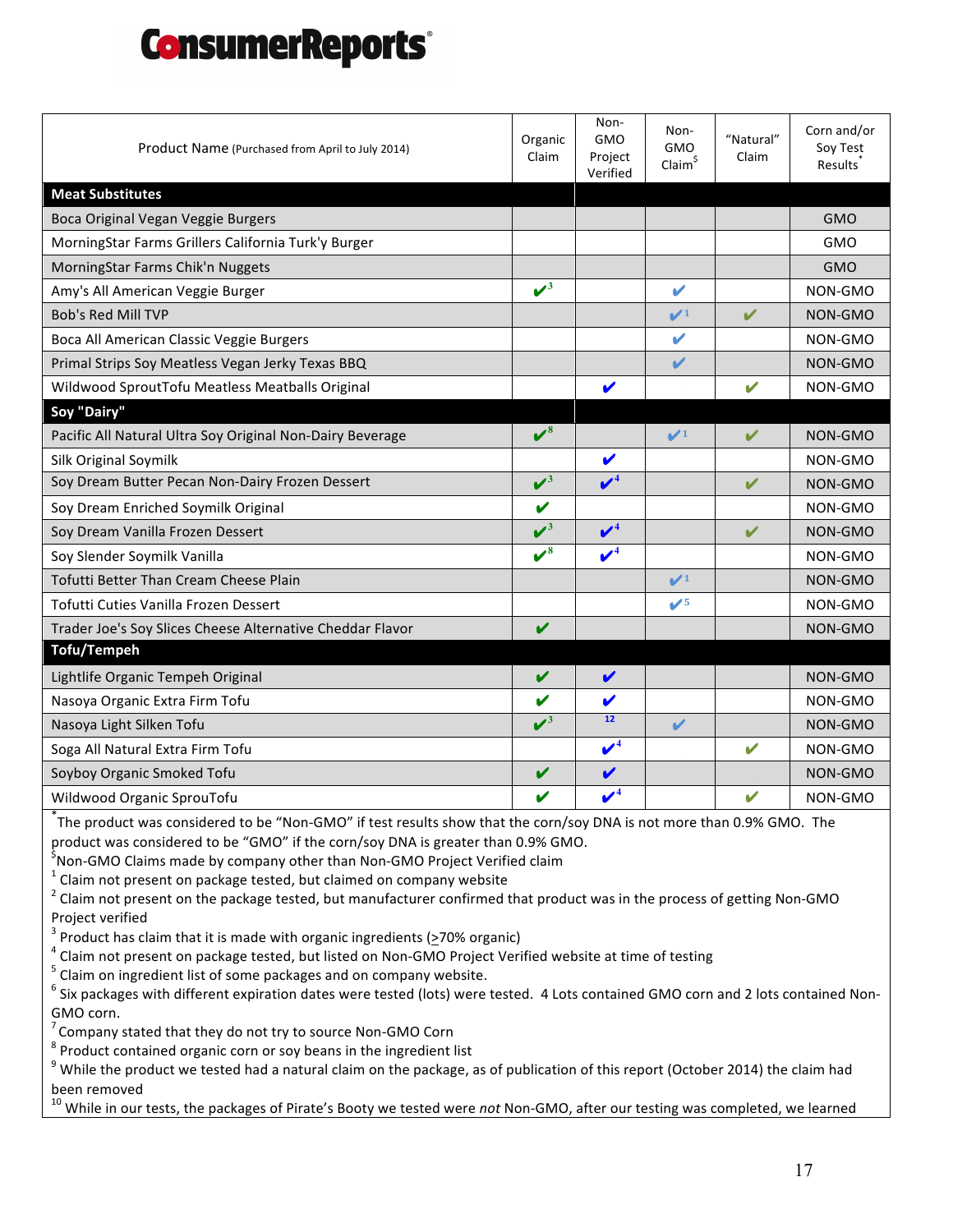# ConsumerReports

| Product Name (Purchased from April to July 2014) | Organic Claim | Non-GMO Project Verified | Non-GMO Claim[$] | "Natural" Claim | Corn and/or Soy Test Results[*] |
|---|---|---|---|---|---|
| **Meat Substitutes** | | | | | |
| Boca Original Vegan Veggie Burgers | | | | | GMO |
| MorningStar Farms Grillers California Turk'y Burger | | | | | GMO |
| MorningStar Farms Chik'n Nuggets | | | | | GMO |
| Amy's All American Veggie Burger | ✔[3] | | ✔ | | NON-GMO |
| Bob's Red Mill TVP | | | ✔[1] | ✔ | NON-GMO |
| Boca All American Classic Veggie Burgers | | | ✔ | | NON-GMO |
| Primal Strips Soy Meatless Vegan Jerky Texas BBQ | | | ✔ | | NON-GMO |
| Wildwood SproutTofu Meatless Meatballs Original | | ✔ | | ✔ | NON-GMO |
| **Soy "Dairy"** | | | | | |
| Pacific All Natural Ultra Soy Original Non-Dairy Beverage | ✔[8] | | ✔[1] | ✔ | NON-GMO |
| Silk Original Soymilk | | ✔ | | | NON-GMO |
| Soy Dream Butter Pecan Non-Dairy Frozen Dessert | ✔[3] | ✔[4] | | ✔ | NON-GMO |
| Soy Dream Enriched Soymilk Original | ✔ | | | | NON-GMO |
| Soy Dream Vanilla Frozen Dessert | ✔[3] | ✔[4] | | ✔ | NON-GMO |
| Soy Slender Soymilk Vanilla | ✔[8] | ✔[4] | | | NON-GMO |
| Tofutti Better Than Cream Cheese Plain | | | ✔[1] | | NON-GMO |
| Tofutti Cuties Vanilla Frozen Dessert | | | ✔[5] | | NON-GMO |
| Trader Joe's Soy Slices Cheese Alternative Cheddar Flavor | ✔ | | | | NON-GMO |
| **Tofu/Tempeh** | | | | | |
| Lightlife Organic Tempeh Original | ✔ | ✔ | | | NON-GMO |
| Nasoya Organic Extra Firm Tofu | ✔ | ✔ | | | NON-GMO |
| Nasoya Light Silken Tofu | ✔[3] | [12] | ✔ | | NON-GMO |
| Soga All Natural Extra Firm Tofu | | ✔[4] | | ✔ | NON-GMO |
| Soyboy Organic Smoked Tofu | ✔ | ✔ | | | NON-GMO |
| Wildwood Organic SprouTofu | ✔ | ✔[4] | | ✔ | NON-GMO |

[*]The product was considered to be "Non-GMO" if test results show that the corn/soy DNA is not more than 0.9% GMO. The product was considered to be "GMO" if the corn/soy DNA is greater than 0.9% GMO.

[$]Non-GMO Claims made by company other than Non-GMO Project Verified claim

[1] Claim not present on package tested, but claimed on company website

[2] Claim not present on the package tested, but manufacturer confirmed that product was in the process of getting Non-GMO Project verified

[3] Product has claim that it is made with organic ingredients (≥70% organic)

[4] Claim not present on package tested, but listed on Non-GMO Project Verified website at time of testing

[5] Claim on ingredient list of some packages and on company website.

[6] Six packages with different expiration dates were tested (lots) were tested. 4 Lots contained GMO corn and 2 lots contained Non-GMO corn.

[7] Company stated that they do not try to source Non-GMO Corn

[8] Product contained organic corn or soy beans in the ingredient list

[9] While the product we tested had a natural claim on the package, as of publication of this report (October 2014) the claim had been removed

[10] While in our tests, the packages of Pirate's Booty we tested were *not* Non-GMO, after our testing was completed, we learned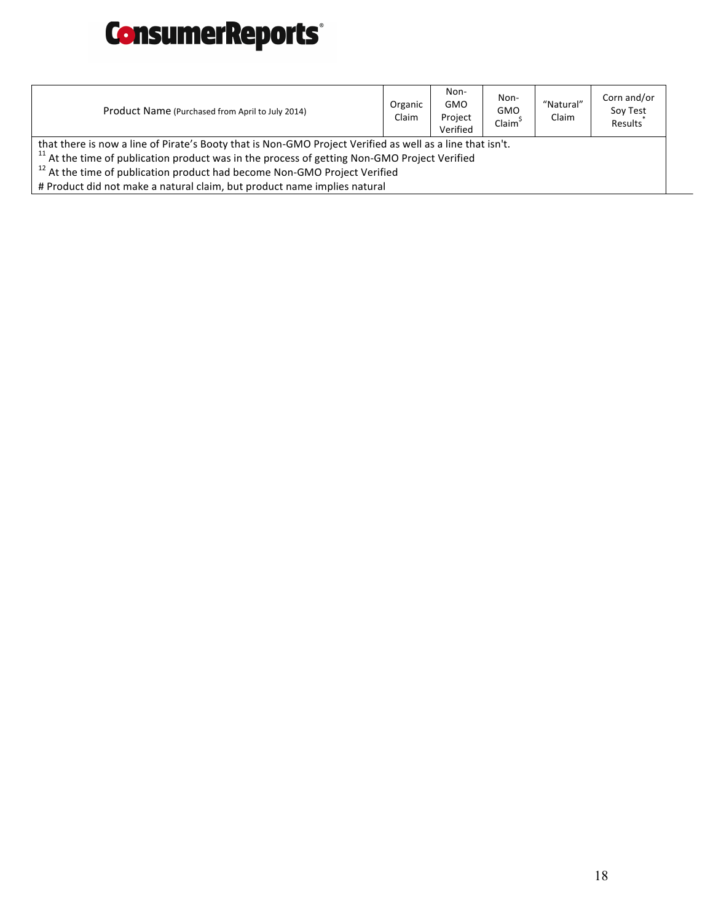| Product Name (Purchased from April to July 2014) | Organic Claim | Non-GMO Project Verified | Non-GMO Claim[$] | "Natural" Claim | Corn and/or Soy Test Results[*] |
|---|---|---|---|---|---|

that there is now a line of Pirate's Booty that is Non-GMO Project Verified as well as a line that isn't.

[11] At the time of publication product was in the process of getting Non-GMO Project Verified

[12] At the time of publication product had become Non-GMO Project Verified

# Product did not make a natural claim, but product name implies natural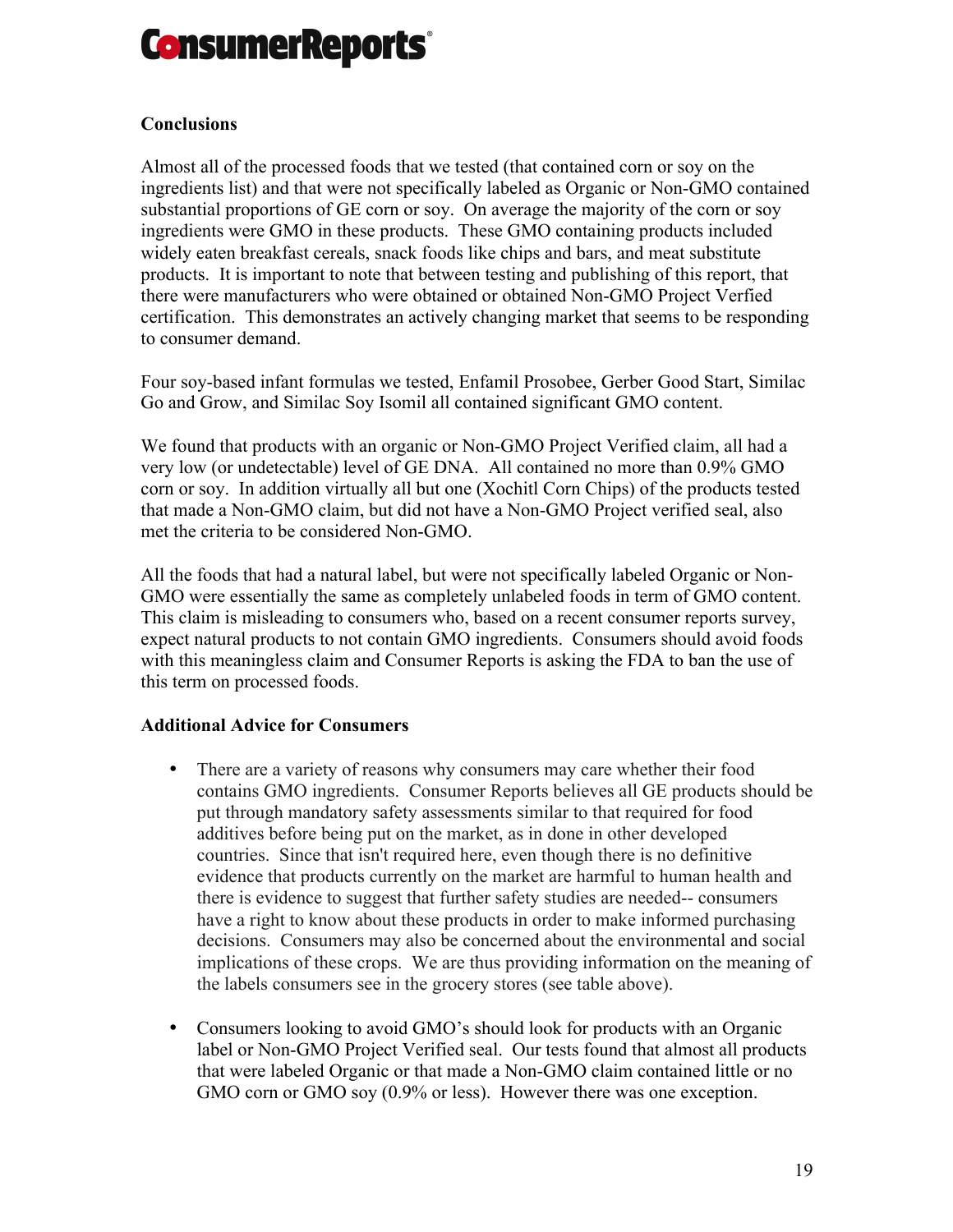**Conclusions**

Almost all of the processed foods that we tested (that contained corn or soy on the ingredients list) and that were not specifically labeled as Organic or Non-GMO contained substantial proportions of GE corn or soy. On average the majority of the corn or soy ingredients were GMO in these products. These GMO containing products included widely eaten breakfast cereals, snack foods like chips and bars, and meat substitute products. It is important to note that between testing and publishing of this report, that there were manufacturers who were obtained or obtained Non-GMO Project Verfied certification. This demonstrates an actively changing market that seems to be responding to consumer demand.

Four soy-based infant formulas we tested, Enfamil Prosobee, Gerber Good Start, Similac Go and Grow, and Similac Soy Isomil all contained significant GMO content.

We found that products with an organic or Non-GMO Project Verified claim, all had a very low (or undetectable) level of GE DNA. All contained no more than 0.9% GMO corn or soy. In addition virtually all but one (Xochitl Corn Chips) of the products tested that made a Non-GMO claim, but did not have a Non-GMO Project verified seal, also met the criteria to be considered Non-GMO.

All the foods that had a natural label, but were not specifically labeled Organic or Non-GMO were essentially the same as completely unlabeled foods in term of GMO content. This claim is misleading to consumers who, based on a recent consumer reports survey, expect natural products to not contain GMO ingredients. Consumers should avoid foods with this meaningless claim and Consumer Reports is asking the FDA to ban the use of this term on processed foods.

**Additional Advice for Consumers**

- There are a variety of reasons why consumers may care whether their food contains GMO ingredients. Consumer Reports believes all GE products should be put through mandatory safety assessments similar to that required for food additives before being put on the market, as in done in other developed countries. Since that isn't required here, even though there is no definitive evidence that products currently on the market are harmful to human health and there is evidence to suggest that further safety studies are needed-- consumers have a right to know about these products in order to make informed purchasing decisions. Consumers may also be concerned about the environmental and social implications of these crops. We are thus providing information on the meaning of the labels consumers see in the grocery stores (see table above).

- Consumers looking to avoid GMO's should look for products with an Organic label or Non-GMO Project Verified seal. Our tests found that almost all products that were labeled Organic or that made a Non-GMO claim contained little or no GMO corn or GMO soy (0.9% or less). However there was one exception.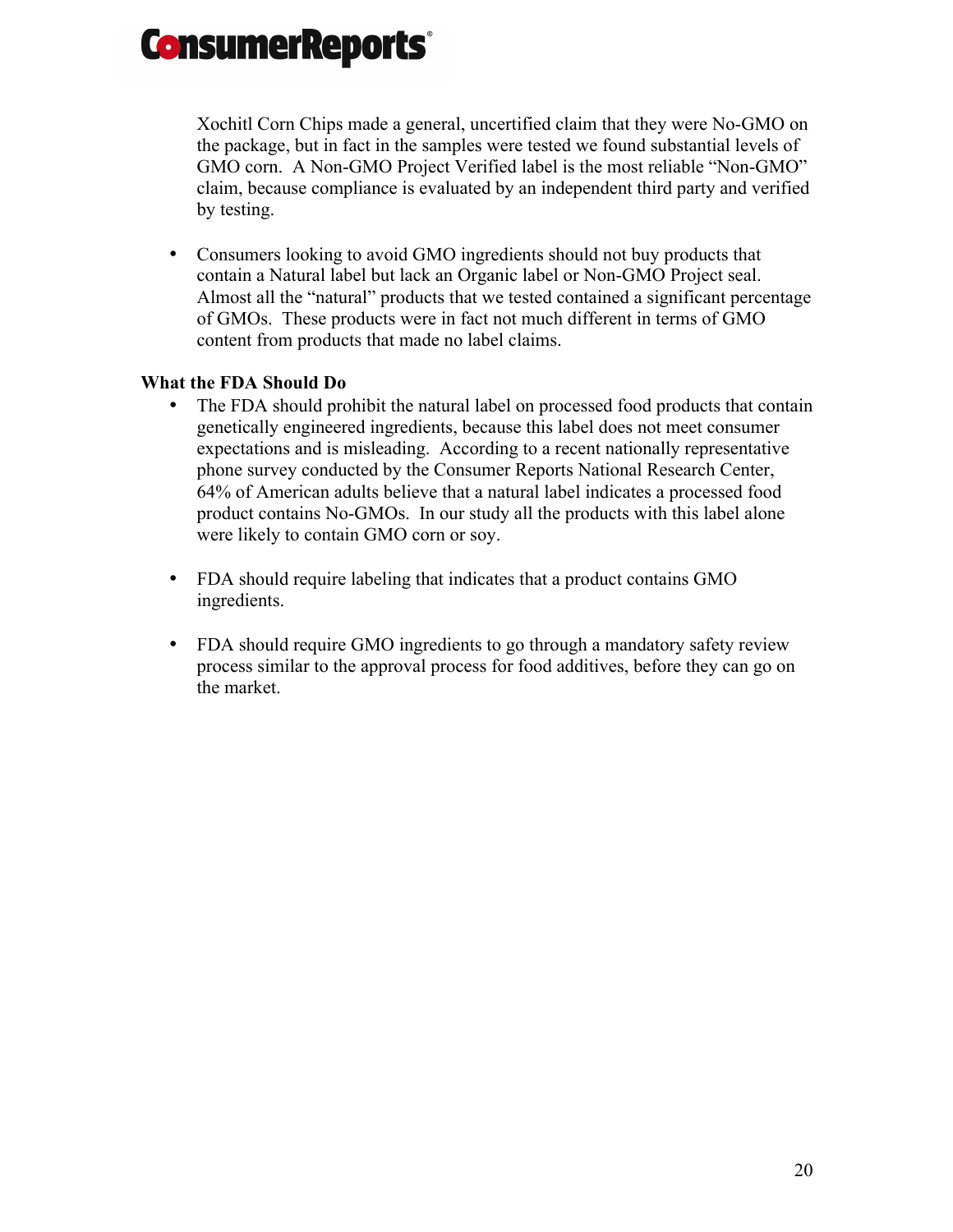Xochitl Corn Chips made a general, uncertified claim that they were No-GMO on the package, but in fact in the samples were tested we found substantial levels of GMO corn. A Non-GMO Project Verified label is the most reliable "Non-GMO" claim, because compliance is evaluated by an independent third party and verified by testing.

- Consumers looking to avoid GMO ingredients should not buy products that contain a Natural label but lack an Organic label or Non-GMO Project seal. Almost all the "natural" products that we tested contained a significant percentage of GMOs. These products were in fact not much different in terms of GMO content from products that made no label claims.

**What the FDA Should Do**

- The FDA should prohibit the natural label on processed food products that contain genetically engineered ingredients, because this label does not meet consumer expectations and is misleading. According to a recent nationally representative phone survey conducted by the Consumer Reports National Research Center, 64% of American adults believe that a natural label indicates a processed food product contains No-GMOs. In our study all the products with this label alone were likely to contain GMO corn or soy.

- FDA should require labeling that indicates that a product contains GMO ingredients.

- FDA should require GMO ingredients to go through a mandatory safety review process similar to the approval process for food additives, before they can go on the market.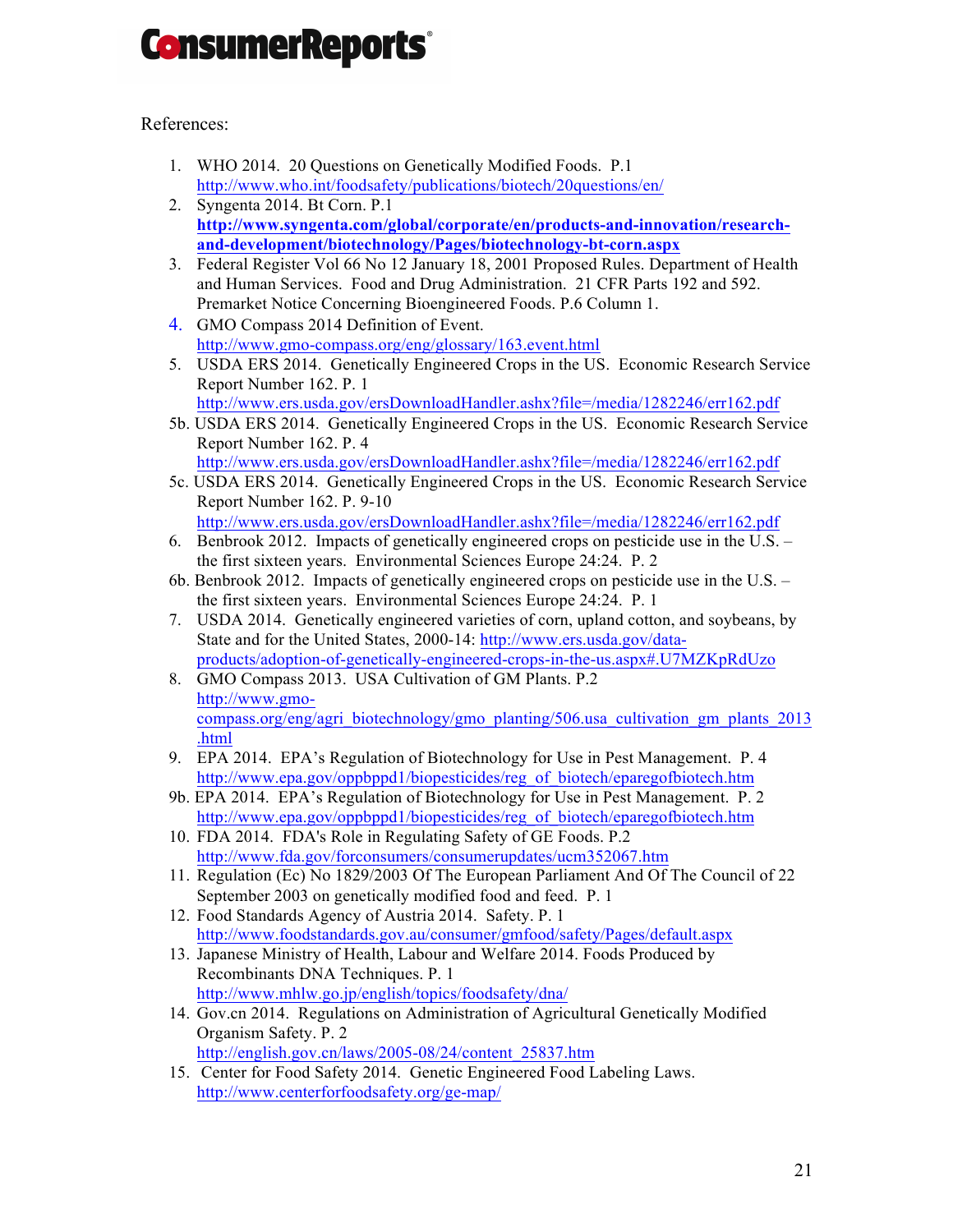References:

1. WHO 2014. 20 Questions on Genetically Modified Foods. P.1 http://www.who.int/foodsafety/publications/biotech/20questions/en/
2. Syngenta 2014. Bt Corn. P.1 **http://www.syngenta.com/global/corporate/en/products-and-innovation/research-and-development/biotechnology/Pages/biotechnology-bt-corn.aspx**
3. Federal Register Vol 66 No 12 January 18, 2001 Proposed Rules. Department of Health and Human Services. Food and Drug Administration. 21 CFR Parts 192 and 592. Premarket Notice Concerning Bioengineered Foods. P.6 Column 1.
4. GMO Compass 2014 Definition of Event. http://www.gmo-compass.org/eng/glossary/163.event.html
5. USDA ERS 2014. Genetically Engineered Crops in the US. Economic Research Service Report Number 162. P. 1 http://www.ers.usda.gov/ersDownloadHandler.ashx?file=/media/1282246/err162.pdf

5b. USDA ERS 2014. Genetically Engineered Crops in the US. Economic Research Service Report Number 162. P. 4 http://www.ers.usda.gov/ersDownloadHandler.ashx?file=/media/1282246/err162.pdf

5c. USDA ERS 2014. Genetically Engineered Crops in the US. Economic Research Service Report Number 162. P. 9-10 http://www.ers.usda.gov/ersDownloadHandler.ashx?file=/media/1282246/err162.pdf

6. Benbrook 2012. Impacts of genetically engineered crops on pesticide use in the U.S. – the first sixteen years. Environmental Sciences Europe 24:24. P. 2

6b. Benbrook 2012. Impacts of genetically engineered crops on pesticide use in the U.S. – the first sixteen years. Environmental Sciences Europe 24:24. P. 1

7. USDA 2014. Genetically engineered varieties of corn, upland cotton, and soybeans, by State and for the United States, 2000-14: http://www.ers.usda.gov/data-products/adoption-of-genetically-engineered-crops-in-the-us.aspx#.U7MZKpRdUzo
8. GMO Compass 2013. USA Cultivation of GM Plants. P.2 http://www.gmo-compass.org/eng/agri_biotechnology/gmo_planting/506.usa_cultivation_gm_plants_2013.html
9. EPA 2014. EPA's Regulation of Biotechnology for Use in Pest Management. P. 4 http://www.epa.gov/oppbppd1/biopesticides/reg_of_biotech/eparegofbiotech.htm

9b. EPA 2014. EPA's Regulation of Biotechnology for Use in Pest Management. P. 2 http://www.epa.gov/oppbppd1/biopesticides/reg_of_biotech/eparegofbiotech.htm

10. FDA 2014. FDA's Role in Regulating Safety of GE Foods. P.2 http://www.fda.gov/forconsumers/consumerupdates/ucm352067.htm
11. Regulation (Ec) No 1829/2003 Of The European Parliament And Of The Council of 22 September 2003 on genetically modified food and feed. P. 1
12. Food Standards Agency of Austria 2014. Safety. P. 1 http://www.foodstandards.gov.au/consumer/gmfood/safety/Pages/default.aspx
13. Japanese Ministry of Health, Labour and Welfare 2014. Foods Produced by Recombinants DNA Techniques. P. 1 http://www.mhlw.go.jp/english/topics/foodsafety/dna/
14. Gov.cn 2014. Regulations on Administration of Agricultural Genetically Modified Organism Safety. P. 2 http://english.gov.cn/laws/2005-08/24/content_25837.htm
15. Center for Food Safety 2014. Genetic Engineered Food Labeling Laws. http://www.centerforfoodsafety.org/ge-map/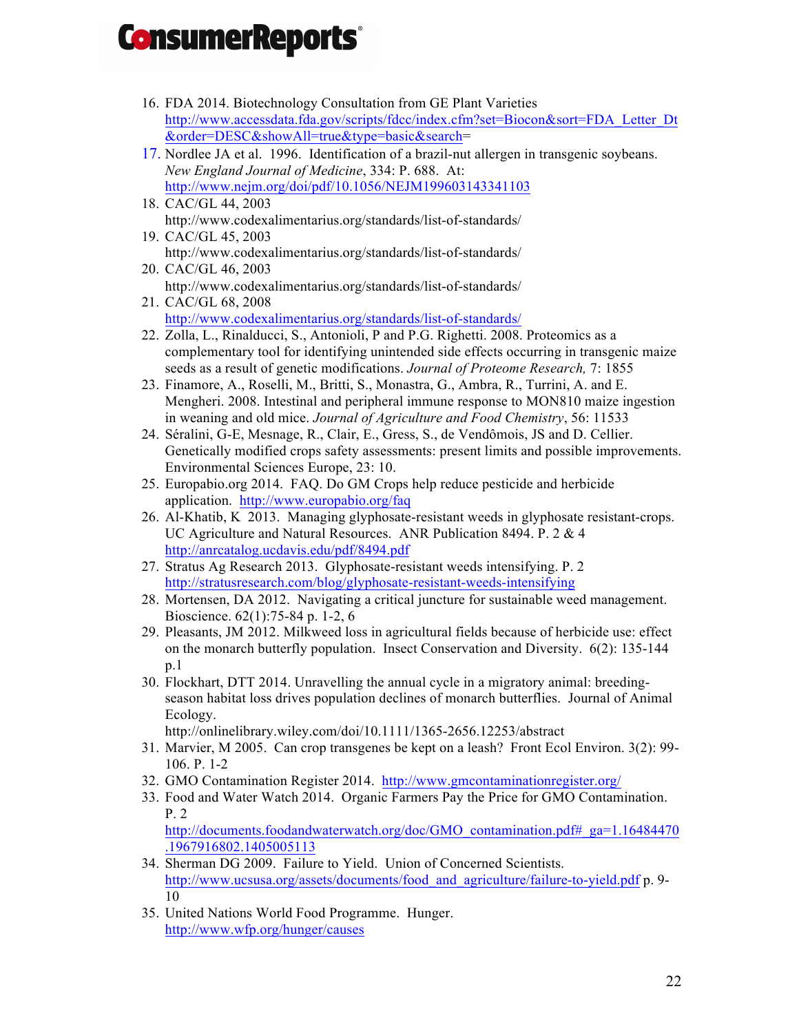16. FDA 2014. Biotechnology Consultation from GE Plant Varieties http://www.accessdata.fda.gov/scripts/fdcc/index.cfm?set=Biocon&sort=FDA_Letter_Dt&order=DESC&showAll=true&type=basic&search=
17. Nordlee JA et al. 1996. Identification of a brazil-nut allergen in transgenic soybeans. *New England Journal of Medicine*, 334: P. 688. At: http://www.nejm.org/doi/pdf/10.1056/NEJM199603143341103
18. CAC/GL 44, 2003 http://www.codexalimentarius.org/standards/list-of-standards/
19. CAC/GL 45, 2003 http://www.codexalimentarius.org/standards/list-of-standards/
20. CAC/GL 46, 2003 http://www.codexalimentarius.org/standards/list-of-standards/
21. CAC/GL 68, 2008 http://www.codexalimentarius.org/standards/list-of-standards/
22. Zolla, L., Rinalducci, S., Antonioli, P and P.G. Righetti. 2008. Proteomics as a complementary tool for identifying unintended side effects occurring in transgenic maize seeds as a result of genetic modifications. *Journal of Proteome Research,* 7: 1855
23. Finamore, A., Roselli, M., Britti, S., Monastra, G., Ambra, R., Turrini, A. and E. Mengheri. 2008. Intestinal and peripheral immune response to MON810 maize ingestion in weaning and old mice. *Journal of Agriculture and Food Chemistry*, 56: 11533
24. Séralini, G-E, Mesnage, R., Clair, E., Gress, S., de Vendômois, JS and D. Cellier. Genetically modified crops safety assessments: present limits and possible improvements. Environmental Sciences Europe, 23: 10.
25. Europabio.org 2014. FAQ. Do GM Crops help reduce pesticide and herbicide application. http://www.europabio.org/faq
26. Al-Khatib, K 2013. Managing glyphosate-resistant weeds in glyphosate resistant-crops. UC Agriculture and Natural Resources. ANR Publication 8494. P. 2 & 4 http://anrcatalog.ucdavis.edu/pdf/8494.pdf
27. Stratus Ag Research 2013. Glyphosate-resistant weeds intensifying. P. 2 http://stratusresearch.com/blog/glyphosate-resistant-weeds-intensifying
28. Mortensen, DA 2012. Navigating a critical juncture for sustainable weed management. Bioscience. 62(1):75-84 p. 1-2, 6
29. Pleasants, JM 2012. Milkweed loss in agricultural fields because of herbicide use: effect on the monarch butterfly population. Insect Conservation and Diversity. 6(2): 135-144 p.1
30. Flockhart, DTT 2014. Unravelling the annual cycle in a migratory animal: breeding-season habitat loss drives population declines of monarch butterflies. Journal of Animal Ecology. http://onlinelibrary.wiley.com/doi/10.1111/1365-2656.12253/abstract
31. Marvier, M 2005. Can crop transgenes be kept on a leash? Front Ecol Environ. 3(2): 99-106. P. 1-2
32. GMO Contamination Register 2014. http://www.gmcontaminationregister.org/
33. Food and Water Watch 2014. Organic Farmers Pay the Price for GMO Contamination. P. 2 http://documents.foodandwaterwatch.org/doc/GMO_contamination.pdf#_ga=1.16484470.1967916802.1405005113
34. Sherman DG 2009. Failure to Yield. Union of Concerned Scientists. http://www.ucsusa.org/assets/documents/food_and_agriculture/failure-to-yield.pdf p. 9-10
35. United Nations World Food Programme. Hunger. http://www.wfp.org/hunger/causes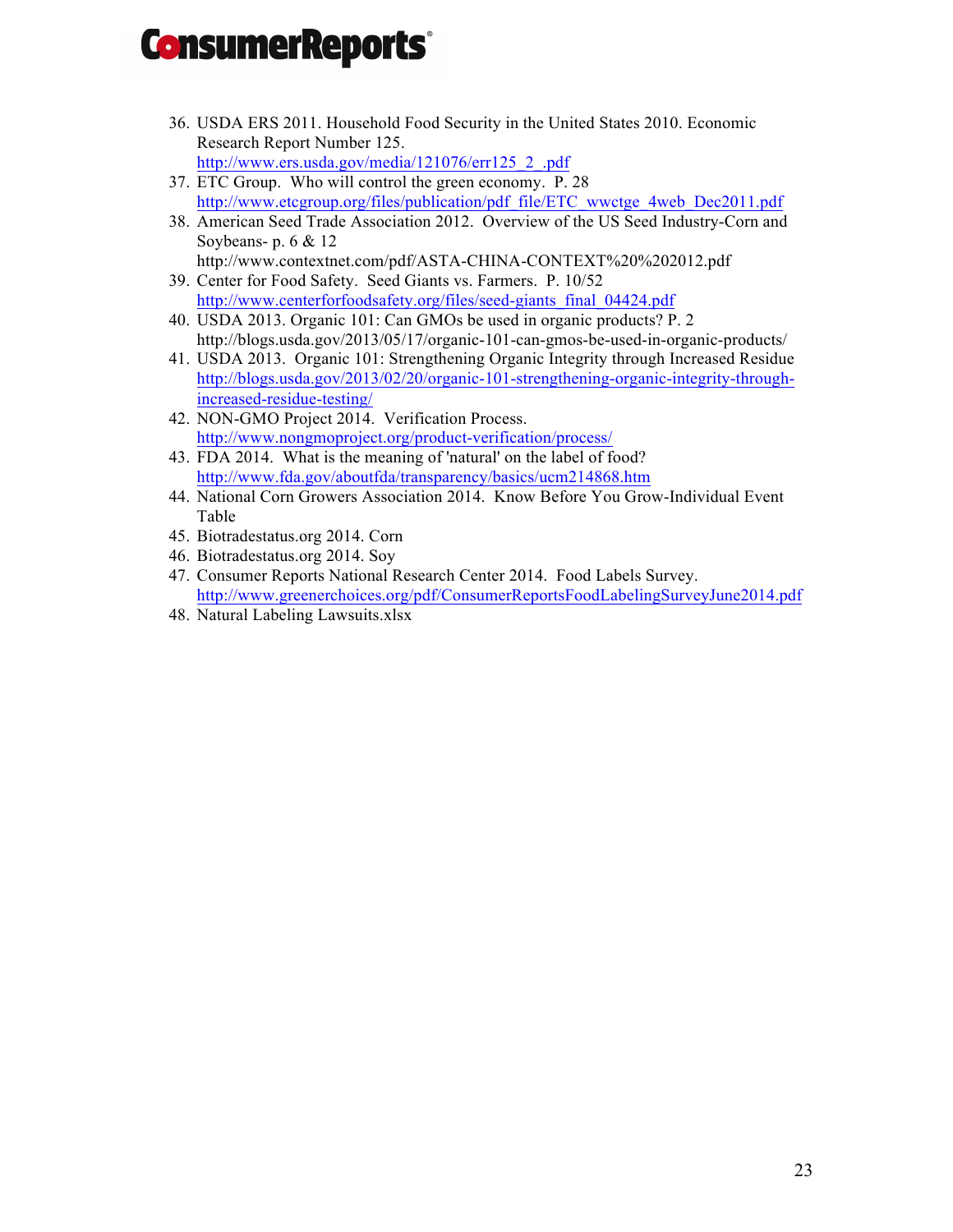36. USDA ERS 2011. Household Food Security in the United States 2010. Economic Research Report Number 125. http://www.ers.usda.gov/media/121076/err125_2_.pdf
37. ETC Group. Who will control the green economy. P. 28 http://www.etcgroup.org/files/publication/pdf_file/ETC_wwctge_4web_Dec2011.pdf
38. American Seed Trade Association 2012. Overview of the US Seed Industry-Corn and Soybeans- p. 6 & 12 http://www.contextnet.com/pdf/ASTA-CHINA-CONTEXT%20%202012.pdf
39. Center for Food Safety. Seed Giants vs. Farmers. P. 10/52 http://www.centerforfoodsafety.org/files/seed-giants_final_04424.pdf
40. USDA 2013. Organic 101: Can GMOs be used in organic products? P. 2 http://blogs.usda.gov/2013/05/17/organic-101-can-gmos-be-used-in-organic-products/
41. USDA 2013. Organic 101: Strengthening Organic Integrity through Increased Residue http://blogs.usda.gov/2013/02/20/organic-101-strengthening-organic-integrity-through-increased-residue-testing/
42. NON-GMO Project 2014. Verification Process. http://www.nongmoproject.org/product-verification/process/
43. FDA 2014. What is the meaning of 'natural' on the label of food? http://www.fda.gov/aboutfda/transparency/basics/ucm214868.htm
44. National Corn Growers Association 2014. Know Before You Grow-Individual Event Table
45. Biotradestatus.org 2014. Corn
46. Biotradestatus.org 2014. Soy
47. Consumer Reports National Research Center 2014. Food Labels Survey. http://www.greenerchoices.org/pdf/ConsumerReportsFoodLabelingSurveyJune2014.pdf
48. Natural Labeling Lawsuits.xlsx